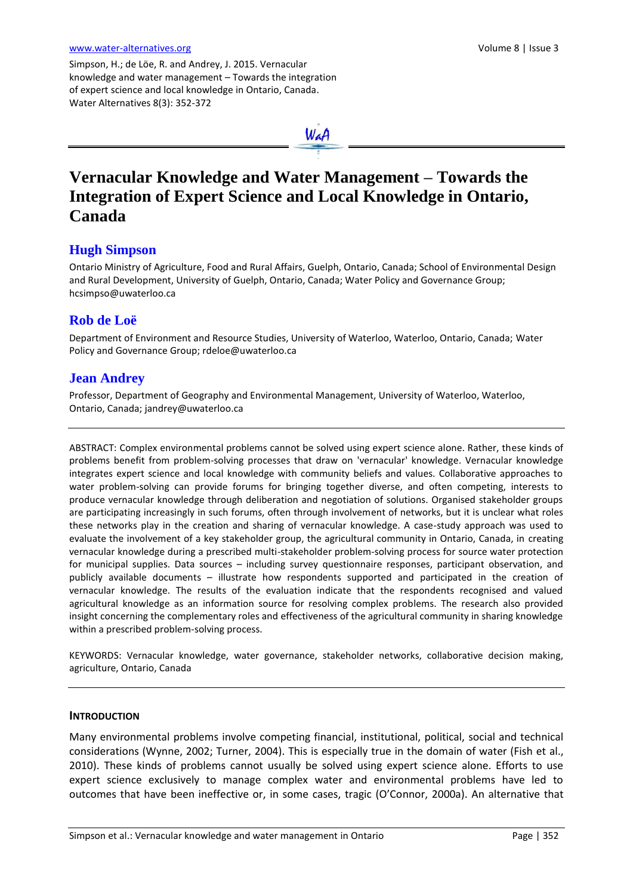Simpson, H.; de Löe, R. and Andrey, J. 2015. Vernacular knowledge and water management – Towards the integration of expert science and local knowledge in Ontario, Canada. Water Alternatives 8(3): 352-372

# Vernacular Knowledge and Water Management – Towards the Integration of Expert Science and Local Knowledge in Ontario, Canada

## Hugh Simpson

Ontario Ministry of Agriculture, Food and Rural Affairs, Guelph, Ontario, Canada; School of Environmental Design and Rural Development, University of Guelph, Ontario, Canada; Water Policy and Governance Group; hcsimpso@uwaterloo.ca

## Rob de Loë

Department of Environment and Resource Studies, University of Waterloo, Waterloo, Ontario, Canada; Water Policy and Governance Group; rdeloe@uwaterloo.ca

## Jean Andrey

Professor, Department of Geography and Environmental Management, University of Waterloo, Waterloo, Ontario, Canada; jandrey@uwaterloo.ca

---

ABSTRACT: Complex environmental problems cannot be solved using expert science alone. Rather, these kinds of problems benefit from problem-solving processes that draw on 'vernacular' knowledge. Vernacular knowledge integrates expert science and local knowledge with community beliefs and values. Collaborative approaches to water problem-solving can provide forums for bringing together diverse, and often competing, interests to produce vernacular knowledge through deliberation and negotiation of solutions. Organised stakeholder groups are participating increasingly in such forums, often through involvement of networks, but it is unclear what roles these networks play in the creation and sharing of vernacular knowledge. A case-study approach was used to evaluate the involvement of a key stakeholder group, the agricultural community in Ontario, Canada, in creating vernacular knowledge during a prescribed multi-stakeholder problem-solving process for source water protection for municipal supplies. Data sources – including survey questionnaire responses, participant observation, and publicly available documents – illustrate how respondents supported and participated in the creation of vernacular knowledge. The results of the evaluation indicate that the respondents recognised and valued agricultural knowledge as an information source for resolving complex problems. The research also provided insight concerning the complementary roles and effectiveness of the agricultural community in sharing knowledge within a prescribed problem-solving process.

KEYWORDS: Vernacular knowledge, water governance, stakeholder networks, collaborative decision making, agriculture, Ontario, Canada

---

## INTRODUCTION

Many environmental problems involve competing financial, institutional, political, social and technical considerations (Wynne, 2002; Turner, 2004). This is especially true in the domain of water (Fish et al., 2010). These kinds of problems cannot usually be solved using expert science alone. Efforts to use expert science exclusively to manage complex water and environmental problems have led to outcomes that have been ineffective or, in some cases, tragic (O'Connor, 2000a). An alternative that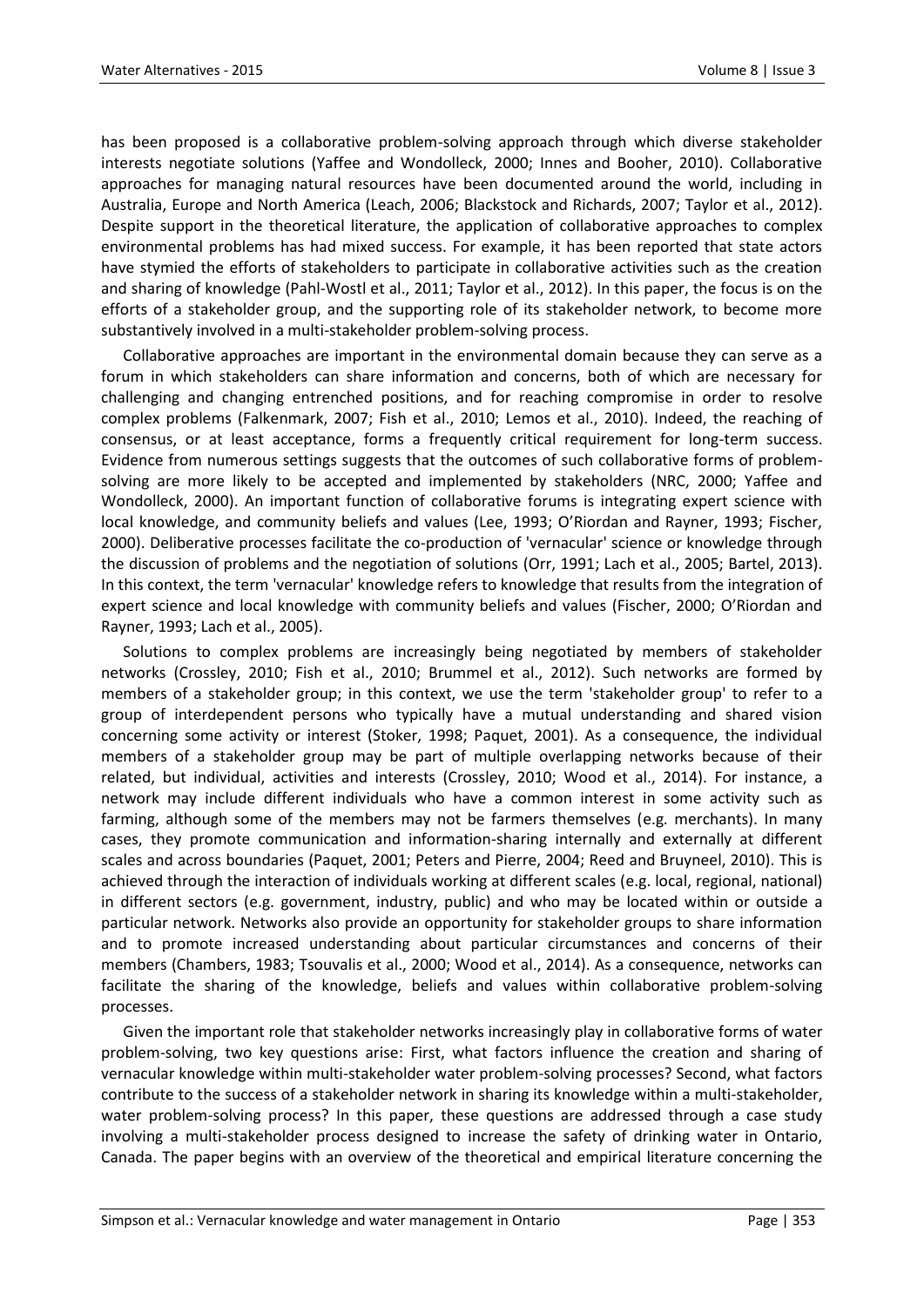has been proposed is a collaborative problem-solving approach through which diverse stakeholder interests negotiate solutions (Yaffee and Wondolleck, 2000; Innes and Booher, 2010). Collaborative approaches for managing natural resources have been documented around the world, including in Australia, Europe and North America (Leach, 2006; Blackstock and Richards, 2007; Taylor et al., 2012). Despite support in the theoretical literature, the application of collaborative approaches to complex environmental problems has had mixed success. For example, it has been reported that state actors have stymied the efforts of stakeholders to participate in collaborative activities such as the creation and sharing of knowledge (Pahl-Wostl et al., 2011; Taylor et al., 2012). In this paper, the focus is on the efforts of a stakeholder group, and the supporting role of its stakeholder network, to become more substantively involved in a multi-stakeholder problem-solving process.

Collaborative approaches are important in the environmental domain because they can serve as a forum in which stakeholders can share information and concerns, both of which are necessary for challenging and changing entrenched positions, and for reaching compromise in order to resolve complex problems (Falkenmark, 2007; Fish et al., 2010; Lemos et al., 2010). Indeed, the reaching of consensus, or at least acceptance, forms a frequently critical requirement for long-term success. Evidence from numerous settings suggests that the outcomes of such collaborative forms of problem-solving are more likely to be accepted and implemented by stakeholders (NRC, 2000; Yaffee and Wondolleck, 2000). An important function of collaborative forums is integrating expert science with local knowledge, and community beliefs and values (Lee, 1993; O'Riordan and Rayner, 1993; Fischer, 2000). Deliberative processes facilitate the co-production of 'vernacular' science or knowledge through the discussion of problems and the negotiation of solutions (Orr, 1991; Lach et al., 2005; Bartel, 2013). In this context, the term 'vernacular' knowledge refers to knowledge that results from the integration of expert science and local knowledge with community beliefs and values (Fischer, 2000; O'Riordan and Rayner, 1993; Lach et al., 2005).

Solutions to complex problems are increasingly being negotiated by members of stakeholder networks (Crossley, 2010; Fish et al., 2010; Brummel et al., 2012). Such networks are formed by members of a stakeholder group; in this context, we use the term 'stakeholder group' to refer to a group of interdependent persons who typically have a mutual understanding and shared vision concerning some activity or interest (Stoker, 1998; Paquet, 2001). As a consequence, the individual members of a stakeholder group may be part of multiple overlapping networks because of their related, but individual, activities and interests (Crossley, 2010; Wood et al., 2014). For instance, a network may include different individuals who have a common interest in some activity such as farming, although some of the members may not be farmers themselves (e.g. merchants). In many cases, they promote communication and information-sharing internally and externally at different scales and across boundaries (Paquet, 2001; Peters and Pierre, 2004; Reed and Bruyneel, 2010). This is achieved through the interaction of individuals working at different scales (e.g. local, regional, national) in different sectors (e.g. government, industry, public) and who may be located within or outside a particular network. Networks also provide an opportunity for stakeholder groups to share information and to promote increased understanding about particular circumstances and concerns of their members (Chambers, 1983; Tsouvalis et al., 2000; Wood et al., 2014). As a consequence, networks can facilitate the sharing of the knowledge, beliefs and values within collaborative problem-solving processes.

Given the important role that stakeholder networks increasingly play in collaborative forms of water problem-solving, two key questions arise: First, what factors influence the creation and sharing of vernacular knowledge within multi-stakeholder water problem-solving processes? Second, what factors contribute to the success of a stakeholder network in sharing its knowledge within a multi-stakeholder, water problem-solving process? In this paper, these questions are addressed through a case study involving a multi-stakeholder process designed to increase the safety of drinking water in Ontario, Canada. The paper begins with an overview of the theoretical and empirical literature concerning the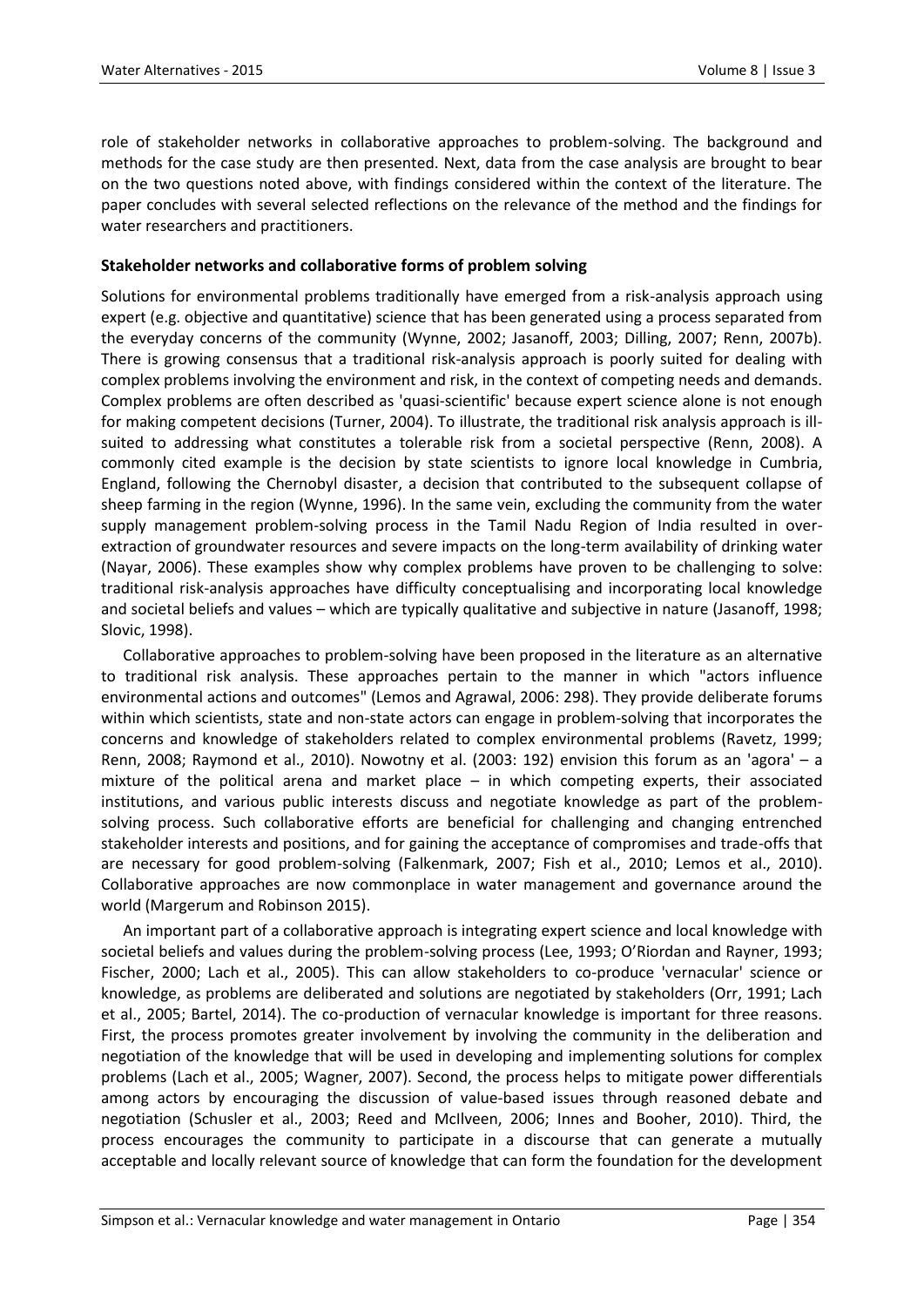role of stakeholder networks in collaborative approaches to problem-solving. The background and methods for the case study are then presented. Next, data from the case analysis are brought to bear on the two questions noted above, with findings considered within the context of the literature. The paper concludes with several selected reflections on the relevance of the method and the findings for water researchers and practitioners.

## Stakeholder networks and collaborative forms of problem solving

Solutions for environmental problems traditionally have emerged from a risk-analysis approach using expert (e.g. objective and quantitative) science that has been generated using a process separated from the everyday concerns of the community (Wynne, 2002; Jasanoff, 2003; Dilling, 2007; Renn, 2007b). There is growing consensus that a traditional risk-analysis approach is poorly suited for dealing with complex problems involving the environment and risk, in the context of competing needs and demands. Complex problems are often described as 'quasi-scientific' because expert science alone is not enough for making competent decisions (Turner, 2004). To illustrate, the traditional risk analysis approach is ill-suited to addressing what constitutes a tolerable risk from a societal perspective (Renn, 2008). A commonly cited example is the decision by state scientists to ignore local knowledge in Cumbria, England, following the Chernobyl disaster, a decision that contributed to the subsequent collapse of sheep farming in the region (Wynne, 1996). In the same vein, excluding the community from the water supply management problem-solving process in the Tamil Nadu Region of India resulted in over-extraction of groundwater resources and severe impacts on the long-term availability of drinking water (Nayar, 2006). These examples show why complex problems have proven to be challenging to solve: traditional risk-analysis approaches have difficulty conceptualising and incorporating local knowledge and societal beliefs and values – which are typically qualitative and subjective in nature (Jasanoff, 1998; Slovic, 1998).

Collaborative approaches to problem-solving have been proposed in the literature as an alternative to traditional risk analysis. These approaches pertain to the manner in which "actors influence environmental actions and outcomes" (Lemos and Agrawal, 2006: 298). They provide deliberate forums within which scientists, state and non-state actors can engage in problem-solving that incorporates the concerns and knowledge of stakeholders related to complex environmental problems (Ravetz, 1999; Renn, 2008; Raymond et al., 2010). Nowotny et al. (2003: 192) envision this forum as an 'agora' – a mixture of the political arena and market place – in which competing experts, their associated institutions, and various public interests discuss and negotiate knowledge as part of the problem-solving process. Such collaborative efforts are beneficial for challenging and changing entrenched stakeholder interests and positions, and for gaining the acceptance of compromises and trade-offs that are necessary for good problem-solving (Falkenmark, 2007; Fish et al., 2010; Lemos et al., 2010). Collaborative approaches are now commonplace in water management and governance around the world (Margerum and Robinson 2015).

An important part of a collaborative approach is integrating expert science and local knowledge with societal beliefs and values during the problem-solving process (Lee, 1993; O'Riordan and Rayner, 1993; Fischer, 2000; Lach et al., 2005). This can allow stakeholders to co-produce 'vernacular' science or knowledge, as problems are deliberated and solutions are negotiated by stakeholders (Orr, 1991; Lach et al., 2005; Bartel, 2014). The co-production of vernacular knowledge is important for three reasons. First, the process promotes greater involvement by involving the community in the deliberation and negotiation of the knowledge that will be used in developing and implementing solutions for complex problems (Lach et al., 2005; Wagner, 2007). Second, the process helps to mitigate power differentials among actors by encouraging the discussion of value-based issues through reasoned debate and negotiation (Schusler et al., 2003; Reed and McIlveen, 2006; Innes and Booher, 2010). Third, the process encourages the community to participate in a discourse that can generate a mutually acceptable and locally relevant source of knowledge that can form the foundation for the development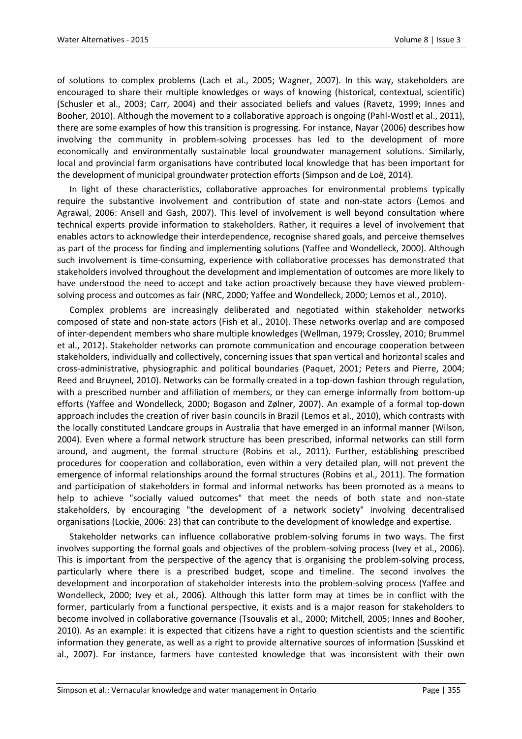of solutions to complex problems (Lach et al., 2005; Wagner, 2007). In this way, stakeholders are encouraged to share their multiple knowledges or ways of knowing (historical, contextual, scientific) (Schusler et al., 2003; Carr, 2004) and their associated beliefs and values (Ravetz, 1999; Innes and Booher, 2010). Although the movement to a collaborative approach is ongoing (Pahl-Wostl et al., 2011), there are some examples of how this transition is progressing. For instance, Nayar (2006) describes how involving the community in problem-solving processes has led to the development of more economically and environmentally sustainable local groundwater management solutions. Similarly, local and provincial farm organisations have contributed local knowledge that has been important for the development of municipal groundwater protection efforts (Simpson and de Loë, 2014).

In light of these characteristics, collaborative approaches for environmental problems typically require the substantive involvement and contribution of state and non-state actors (Lemos and Agrawal, 2006: Ansell and Gash, 2007). This level of involvement is well beyond consultation where technical experts provide information to stakeholders. Rather, it requires a level of involvement that enables actors to acknowledge their interdependence, recognise shared goals, and perceive themselves as part of the process for finding and implementing solutions (Yaffee and Wondelleck, 2000). Although such involvement is time-consuming, experience with collaborative processes has demonstrated that stakeholders involved throughout the development and implementation of outcomes are more likely to have understood the need to accept and take action proactively because they have viewed problem-solving process and outcomes as fair (NRC, 2000; Yaffee and Wondelleck, 2000; Lemos et al., 2010).

Complex problems are increasingly deliberated and negotiated within stakeholder networks composed of state and non-state actors (Fish et al., 2010). These networks overlap and are composed of inter-dependent members who share multiple knowledges (Wellman, 1979; Crossley, 2010; Brummel et al., 2012). Stakeholder networks can promote communication and encourage cooperation between stakeholders, individually and collectively, concerning issues that span vertical and horizontal scales and cross-administrative, physiographic and political boundaries (Paquet, 2001; Peters and Pierre, 2004; Reed and Bruyneel, 2010). Networks can be formally created in a top-down fashion through regulation, with a prescribed number and affiliation of members, or they can emerge informally from bottom-up efforts (Yaffee and Wondelleck, 2000; Bogason and Zølner, 2007). An example of a formal top-down approach includes the creation of river basin councils in Brazil (Lemos et al., 2010), which contrasts with the locally constituted Landcare groups in Australia that have emerged in an informal manner (Wilson, 2004). Even where a formal network structure has been prescribed, informal networks can still form around, and augment, the formal structure (Robins et al., 2011). Further, establishing prescribed procedures for cooperation and collaboration, even within a very detailed plan, will not prevent the emergence of informal relationships around the formal structures (Robins et al., 2011). The formation and participation of stakeholders in formal and informal networks has been promoted as a means to help to achieve "socially valued outcomes" that meet the needs of both state and non-state stakeholders, by encouraging "the development of a network society" involving decentralised organisations (Lockie, 2006: 23) that can contribute to the development of knowledge and expertise.

Stakeholder networks can influence collaborative problem-solving forums in two ways. The first involves supporting the formal goals and objectives of the problem-solving process (Ivey et al., 2006). This is important from the perspective of the agency that is organising the problem-solving process, particularly where there is a prescribed budget, scope and timeline. The second involves the development and incorporation of stakeholder interests into the problem-solving process (Yaffee and Wondelleck, 2000; Ivey et al., 2006). Although this latter form may at times be in conflict with the former, particularly from a functional perspective, it exists and is a major reason for stakeholders to become involved in collaborative governance (Tsouvalis et al., 2000; Mitchell, 2005; Innes and Booher, 2010). As an example: it is expected that citizens have a right to question scientists and the scientific information they generate, as well as a right to provide alternative sources of information (Susskind et al., 2007). For instance, farmers have contested knowledge that was inconsistent with their own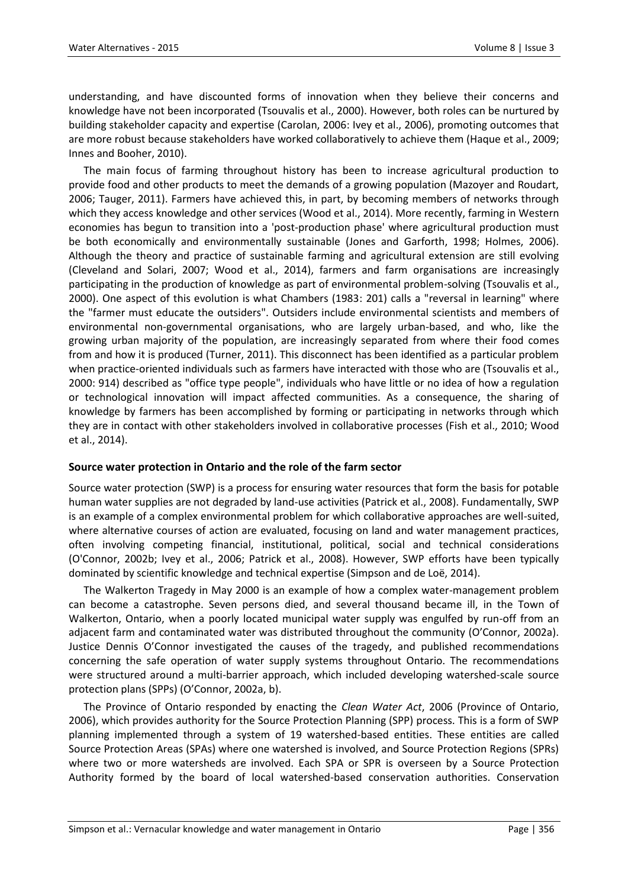understanding, and have discounted forms of innovation when they believe their concerns and knowledge have not been incorporated (Tsouvalis et al., 2000). However, both roles can be nurtured by building stakeholder capacity and expertise (Carolan, 2006: Ivey et al., 2006), promoting outcomes that are more robust because stakeholders have worked collaboratively to achieve them (Haque et al., 2009; Innes and Booher, 2010).

The main focus of farming throughout history has been to increase agricultural production to provide food and other products to meet the demands of a growing population (Mazoyer and Roudart, 2006; Tauger, 2011). Farmers have achieved this, in part, by becoming members of networks through which they access knowledge and other services (Wood et al., 2014). More recently, farming in Western economies has begun to transition into a 'post-production phase' where agricultural production must be both economically and environmentally sustainable (Jones and Garforth, 1998; Holmes, 2006). Although the theory and practice of sustainable farming and agricultural extension are still evolving (Cleveland and Solari, 2007; Wood et al., 2014), farmers and farm organisations are increasingly participating in the production of knowledge as part of environmental problem-solving (Tsouvalis et al., 2000). One aspect of this evolution is what Chambers (1983: 201) calls a "reversal in learning" where the "farmer must educate the outsiders". Outsiders include environmental scientists and members of environmental non-governmental organisations, who are largely urban-based, and who, like the growing urban majority of the population, are increasingly separated from where their food comes from and how it is produced (Turner, 2011). This disconnect has been identified as a particular problem when practice-oriented individuals such as farmers have interacted with those who are (Tsouvalis et al., 2000: 914) described as "office type people", individuals who have little or no idea of how a regulation or technological innovation will impact affected communities. As a consequence, the sharing of knowledge by farmers has been accomplished by forming or participating in networks through which they are in contact with other stakeholders involved in collaborative processes (Fish et al., 2010; Wood et al., 2014).

## Source water protection in Ontario and the role of the farm sector

Source water protection (SWP) is a process for ensuring water resources that form the basis for potable human water supplies are not degraded by land-use activities (Patrick et al., 2008). Fundamentally, SWP is an example of a complex environmental problem for which collaborative approaches are well-suited, where alternative courses of action are evaluated, focusing on land and water management practices, often involving competing financial, institutional, political, social and technical considerations (O'Connor, 2002b; Ivey et al., 2006; Patrick et al., 2008). However, SWP efforts have been typically dominated by scientific knowledge and technical expertise (Simpson and de Loë, 2014).

The Walkerton Tragedy in May 2000 is an example of how a complex water-management problem can become a catastrophe. Seven persons died, and several thousand became ill, in the Town of Walkerton, Ontario, when a poorly located municipal water supply was engulfed by run-off from an adjacent farm and contaminated water was distributed throughout the community (O'Connor, 2002a). Justice Dennis O'Connor investigated the causes of the tragedy, and published recommendations concerning the safe operation of water supply systems throughout Ontario. The recommendations were structured around a multi-barrier approach, which included developing watershed-scale source protection plans (SPPs) (O'Connor, 2002a, b).

The Province of Ontario responded by enacting the *Clean Water Act*, 2006 (Province of Ontario, 2006), which provides authority for the Source Protection Planning (SPP) process. This is a form of SWP planning implemented through a system of 19 watershed-based entities. These entities are called Source Protection Areas (SPAs) where one watershed is involved, and Source Protection Regions (SPRs) where two or more watersheds are involved. Each SPA or SPR is overseen by a Source Protection Authority formed by the board of local watershed-based conservation authorities. Conservation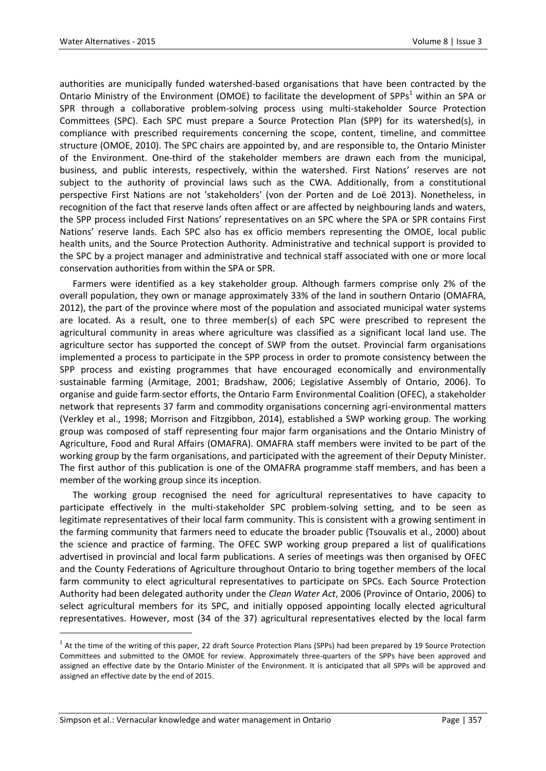authorities are municipally funded watershed-based organisations that have been contracted by the Ontario Ministry of the Environment (OMOE) to facilitate the development of SPPs[1] within an SPA or SPR through a collaborative problem-solving process using multi-stakeholder Source Protection Committees (SPC). Each SPC must prepare a Source Protection Plan (SPP) for its watershed(s), in compliance with prescribed requirements concerning the scope, content, timeline, and committee structure (OMOE, 2010). The SPC chairs are appointed by, and are responsible to, the Ontario Minister of the Environment. One-third of the stakeholder members are drawn each from the municipal, business, and public interests, respectively, within the watershed. First Nations' reserves are not subject to the authority of provincial laws such as the CWA. Additionally, from a constitutional perspective First Nations are not 'stakeholders' (von der Porten and de Loë 2013). Nonetheless, in recognition of the fact that reserve lands often affect or are affected by neighbouring lands and waters, the SPP process included First Nations' representatives on an SPC where the SPA or SPR contains First Nations' reserve lands. Each SPC also has ex officio members representing the OMOE, local public health units, and the Source Protection Authority. Administrative and technical support is provided to the SPC by a project manager and administrative and technical staff associated with one or more local conservation authorities from within the SPA or SPR.

Farmers were identified as a key stakeholder group. Although farmers comprise only 2% of the overall population, they own or manage approximately 33% of the land in southern Ontario (OMAFRA, 2012), the part of the province where most of the population and associated municipal water systems are located. As a result, one to three member(s) of each SPC were prescribed to represent the agricultural community in areas where agriculture was classified as a significant local land use. The agriculture sector has supported the concept of SWP from the outset. Provincial farm organisations implemented a process to participate in the SPP process in order to promote consistency between the SPP process and existing programmes that have encouraged economically and environmentally sustainable farming (Armitage, 2001; Bradshaw, 2006; Legislative Assembly of Ontario, 2006). To organise and guide farm-sector efforts, the Ontario Farm Environmental Coalition (OFEC), a stakeholder network that represents 37 farm and commodity organisations concerning agri-environmental matters (Verkley et al., 1998; Morrison and Fitzgibbon, 2014), established a SWP working group. The working group was composed of staff representing four major farm organisations and the Ontario Ministry of Agriculture, Food and Rural Affairs (OMAFRA). OMAFRA staff members were invited to be part of the working group by the farm organisations, and participated with the agreement of their Deputy Minister. The first author of this publication is one of the OMAFRA programme staff members, and has been a member of the working group since its inception.

The working group recognised the need for agricultural representatives to have capacity to participate effectively in the multi-stakeholder SPC problem-solving setting, and to be seen as legitimate representatives of their local farm community. This is consistent with a growing sentiment in the farming community that farmers need to educate the broader public (Tsouvalis et al., 2000) about the science and practice of farming. The OFEC SWP working group prepared a list of qualifications advertised in provincial and local farm publications. A series of meetings was then organised by OFEC and the County Federations of Agriculture throughout Ontario to bring together members of the local farm community to elect agricultural representatives to participate on SPCs. Each Source Protection Authority had been delegated authority under the *Clean Water Act*, 2006 (Province of Ontario, 2006) to select agricultural members for its SPC, and initially opposed appointing locally elected agricultural representatives. However, most (34 of the 37) agricultural representatives elected by the local farm

[1] At the time of the writing of this paper, 22 draft Source Protection Plans (SPPs) had been prepared by 19 Source Protection Committees and submitted to the OMOE for review. Approximately three-quarters of the SPPs have been approved and assigned an effective date by the Ontario Minister of the Environment. It is anticipated that all SPPs will be approved and assigned an effective date by the end of 2015.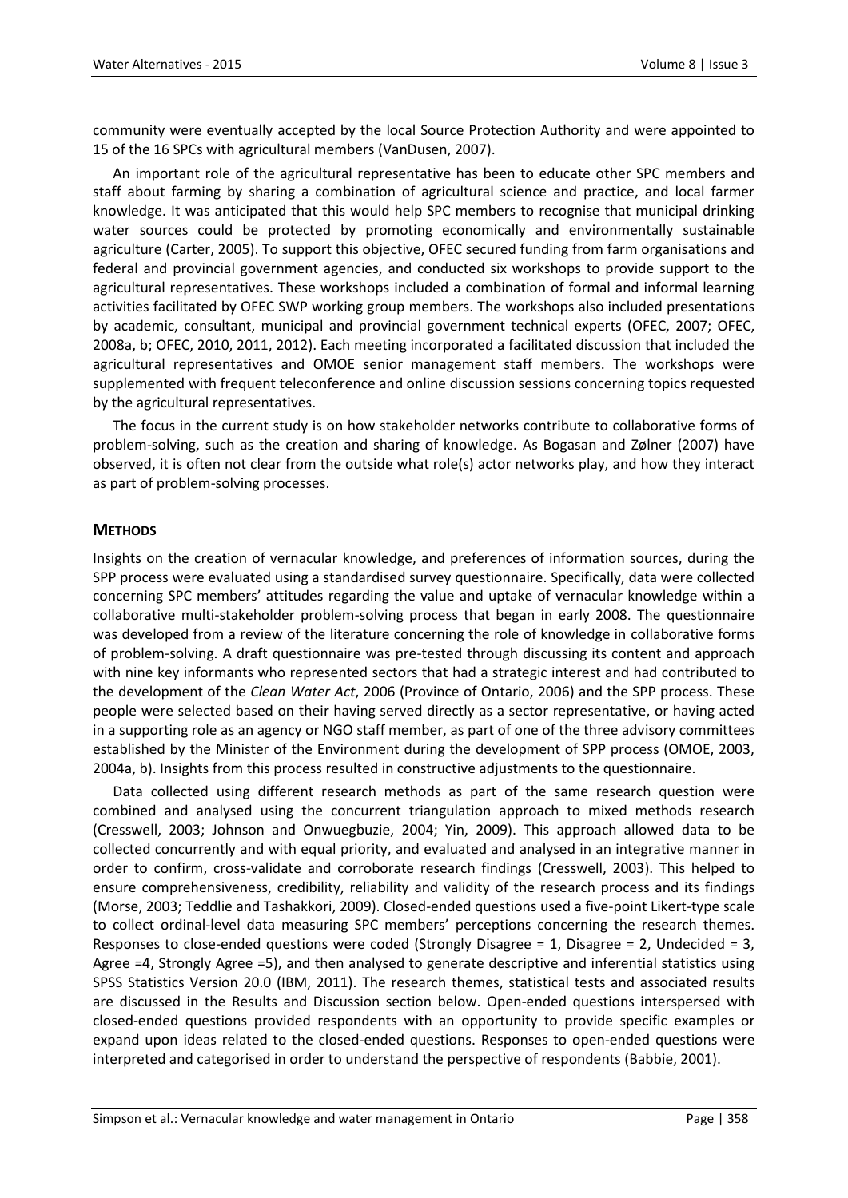community were eventually accepted by the local Source Protection Authority and were appointed to 15 of the 16 SPCs with agricultural members (VanDusen, 2007).

An important role of the agricultural representative has been to educate other SPC members and staff about farming by sharing a combination of agricultural science and practice, and local farmer knowledge. It was anticipated that this would help SPC members to recognise that municipal drinking water sources could be protected by promoting economically and environmentally sustainable agriculture (Carter, 2005). To support this objective, OFEC secured funding from farm organisations and federal and provincial government agencies, and conducted six workshops to provide support to the agricultural representatives. These workshops included a combination of formal and informal learning activities facilitated by OFEC SWP working group members. The workshops also included presentations by academic, consultant, municipal and provincial government technical experts (OFEC, 2007; OFEC, 2008a, b; OFEC, 2010, 2011, 2012). Each meeting incorporated a facilitated discussion that included the agricultural representatives and OMOE senior management staff members. The workshops were supplemented with frequent teleconference and online discussion sessions concerning topics requested by the agricultural representatives.

The focus in the current study is on how stakeholder networks contribute to collaborative forms of problem-solving, such as the creation and sharing of knowledge. As Bogasan and Zølner (2007) have observed, it is often not clear from the outside what role(s) actor networks play, and how they interact as part of problem-solving processes.

## METHODS

Insights on the creation of vernacular knowledge, and preferences of information sources, during the SPP process were evaluated using a standardised survey questionnaire. Specifically, data were collected concerning SPC members' attitudes regarding the value and uptake of vernacular knowledge within a collaborative multi-stakeholder problem-solving process that began in early 2008. The questionnaire was developed from a review of the literature concerning the role of knowledge in collaborative forms of problem-solving. A draft questionnaire was pre-tested through discussing its content and approach with nine key informants who represented sectors that had a strategic interest and had contributed to the development of the *Clean Water Act*, 2006 (Province of Ontario, 2006) and the SPP process. These people were selected based on their having served directly as a sector representative, or having acted in a supporting role as an agency or NGO staff member, as part of one of the three advisory committees established by the Minister of the Environment during the development of SPP process (OMOE, 2003, 2004a, b). Insights from this process resulted in constructive adjustments to the questionnaire.

Data collected using different research methods as part of the same research question were combined and analysed using the concurrent triangulation approach to mixed methods research (Cresswell, 2003; Johnson and Onwuegbuzie, 2004; Yin, 2009). This approach allowed data to be collected concurrently and with equal priority, and evaluated and analysed in an integrative manner in order to confirm, cross-validate and corroborate research findings (Cresswell, 2003). This helped to ensure comprehensiveness, credibility, reliability and validity of the research process and its findings (Morse, 2003; Teddlie and Tashakkori, 2009). Closed-ended questions used a five-point Likert-type scale to collect ordinal-level data measuring SPC members' perceptions concerning the research themes. Responses to close-ended questions were coded (Strongly Disagree = 1, Disagree = 2, Undecided = 3, Agree =4, Strongly Agree =5), and then analysed to generate descriptive and inferential statistics using SPSS Statistics Version 20.0 (IBM, 2011). The research themes, statistical tests and associated results are discussed in the Results and Discussion section below. Open-ended questions interspersed with closed-ended questions provided respondents with an opportunity to provide specific examples or expand upon ideas related to the closed-ended questions. Responses to open-ended questions were interpreted and categorised in order to understand the perspective of respondents (Babbie, 2001).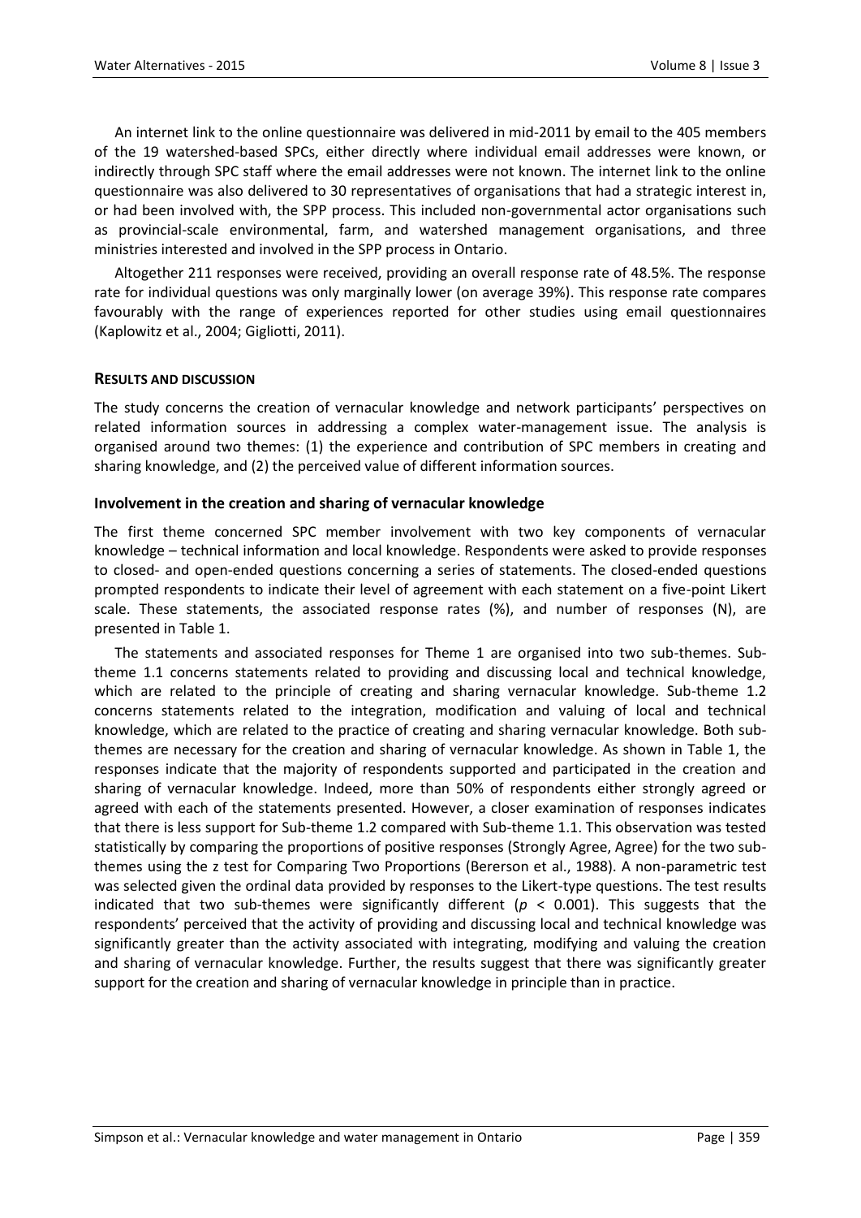An internet link to the online questionnaire was delivered in mid-2011 by email to the 405 members of the 19 watershed-based SPCs, either directly where individual email addresses were known, or indirectly through SPC staff where the email addresses were not known. The internet link to the online questionnaire was also delivered to 30 representatives of organisations that had a strategic interest in, or had been involved with, the SPP process. This included non-governmental actor organisations such as provincial-scale environmental, farm, and watershed management organisations, and three ministries interested and involved in the SPP process in Ontario.

Altogether 211 responses were received, providing an overall response rate of 48.5%. The response rate for individual questions was only marginally lower (on average 39%). This response rate compares favourably with the range of experiences reported for other studies using email questionnaires (Kaplowitz et al., 2004; Gigliotti, 2011).

## RESULTS AND DISCUSSION

The study concerns the creation of vernacular knowledge and network participants' perspectives on related information sources in addressing a complex water-management issue. The analysis is organised around two themes: (1) the experience and contribution of SPC members in creating and sharing knowledge, and (2) the perceived value of different information sources.

### Involvement in the creation and sharing of vernacular knowledge

The first theme concerned SPC member involvement with two key components of vernacular knowledge – technical information and local knowledge. Respondents were asked to provide responses to closed- and open-ended questions concerning a series of statements. The closed-ended questions prompted respondents to indicate their level of agreement with each statement on a five-point Likert scale. These statements, the associated response rates (%), and number of responses (N), are presented in Table 1.

The statements and associated responses for Theme 1 are organised into two sub-themes. Sub-theme 1.1 concerns statements related to providing and discussing local and technical knowledge, which are related to the principle of creating and sharing vernacular knowledge. Sub-theme 1.2 concerns statements related to the integration, modification and valuing of local and technical knowledge, which are related to the practice of creating and sharing vernacular knowledge. Both sub-themes are necessary for the creation and sharing of vernacular knowledge. As shown in Table 1, the responses indicate that the majority of respondents supported and participated in the creation and sharing of vernacular knowledge. Indeed, more than 50% of respondents either strongly agreed or agreed with each of the statements presented. However, a closer examination of responses indicates that there is less support for Sub-theme 1.2 compared with Sub-theme 1.1. This observation was tested statistically by comparing the proportions of positive responses (Strongly Agree, Agree) for the two sub-themes using the z test for Comparing Two Proportions (Bererson et al., 1988). A non-parametric test was selected given the ordinal data provided by responses to the Likert-type questions. The test results indicated that two sub-themes were significantly different ($p < 0.001$). This suggests that the respondents' perceived that the activity of providing and discussing local and technical knowledge was significantly greater than the activity associated with integrating, modifying and valuing the creation and sharing of vernacular knowledge. Further, the results suggest that there was significantly greater support for the creation and sharing of vernacular knowledge in principle than in practice.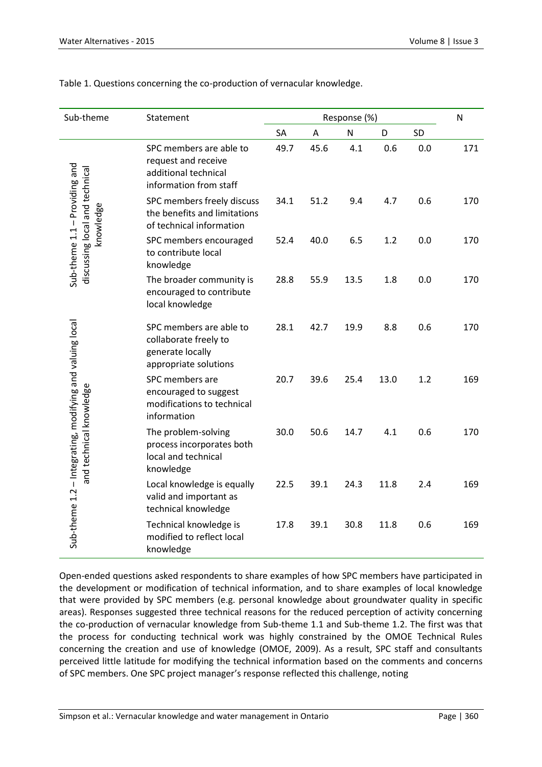Table 1. Questions concerning the co-production of vernacular knowledge.

| Sub-theme | Statement | Response (%) | | | | | N |
|---|---|---|---|---|---|---|---|
| | | SA | A | N | D | SD | |
| Sub-theme 1.1 – Providing and discussing local and technical knowledge | SPC members are able to request and receive additional technical information from staff | 49.7 | 45.6 | 4.1 | 0.6 | 0.0 | 171 |
| | SPC members freely discuss the benefits and limitations of technical information | 34.1 | 51.2 | 9.4 | 4.7 | 0.6 | 170 |
| | SPC members encouraged to contribute local knowledge | 52.4 | 40.0 | 6.5 | 1.2 | 0.0 | 170 |
| | The broader community is encouraged to contribute local knowledge | 28.8 | 55.9 | 13.5 | 1.8 | 0.0 | 170 |
| Sub-theme 1.2 – Integrating, modifying and valuing local and technical knowledge | SPC members are able to collaborate freely to generate locally appropriate solutions | 28.1 | 42.7 | 19.9 | 8.8 | 0.6 | 170 |
| | SPC members are encouraged to suggest modifications to technical information | 20.7 | 39.6 | 25.4 | 13.0 | 1.2 | 169 |
| | The problem-solving process incorporates both local and technical knowledge | 30.0 | 50.6 | 14.7 | 4.1 | 0.6 | 170 |
| | Local knowledge is equally valid and important as technical knowledge | 22.5 | 39.1 | 24.3 | 11.8 | 2.4 | 169 |
| | Technical knowledge is modified to reflect local knowledge | 17.8 | 39.1 | 30.8 | 11.8 | 0.6 | 169 |

Open-ended questions asked respondents to share examples of how SPC members have participated in the development or modification of technical information, and to share examples of local knowledge that were provided by SPC members (e.g. personal knowledge about groundwater quality in specific areas). Responses suggested three technical reasons for the reduced perception of activity concerning the co-production of vernacular knowledge from Sub-theme 1.1 and Sub-theme 1.2. The first was that the process for conducting technical work was highly constrained by the OMOE Technical Rules concerning the creation and use of knowledge (OMOE, 2009). As a result, SPC staff and consultants perceived little latitude for modifying the technical information based on the comments and concerns of SPC members. One SPC project manager's response reflected this challenge, noting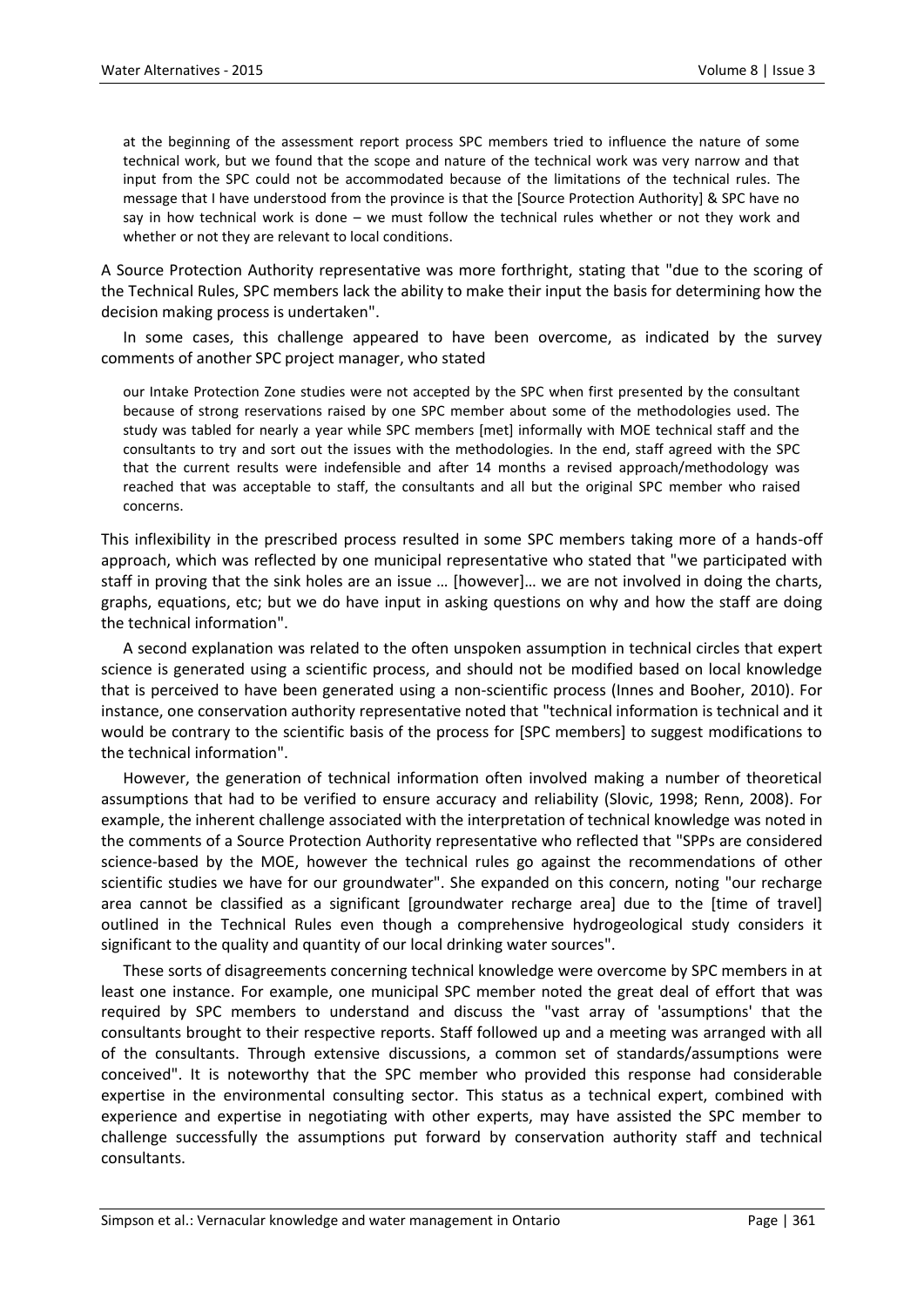> at the beginning of the assessment report process SPC members tried to influence the nature of some technical work, but we found that the scope and nature of the technical work was very narrow and that input from the SPC could not be accommodated because of the limitations of the technical rules. The message that I have understood from the province is that the [Source Protection Authority] & SPC have no say in how technical work is done – we must follow the technical rules whether or not they work and whether or not they are relevant to local conditions.

A Source Protection Authority representative was more forthright, stating that "due to the scoring of the Technical Rules, SPC members lack the ability to make their input the basis for determining how the decision making process is undertaken".

In some cases, this challenge appeared to have been overcome, as indicated by the survey comments of another SPC project manager, who stated

> our Intake Protection Zone studies were not accepted by the SPC when first presented by the consultant because of strong reservations raised by one SPC member about some of the methodologies used. The study was tabled for nearly a year while SPC members [met] informally with MOE technical staff and the consultants to try and sort out the issues with the methodologies. In the end, staff agreed with the SPC that the current results were indefensible and after 14 months a revised approach/methodology was reached that was acceptable to staff, the consultants and all but the original SPC member who raised concerns.

This inflexibility in the prescribed process resulted in some SPC members taking more of a hands-off approach, which was reflected by one municipal representative who stated that "we participated with staff in proving that the sink holes are an issue … [however]… we are not involved in doing the charts, graphs, equations, etc; but we do have input in asking questions on why and how the staff are doing the technical information".

A second explanation was related to the often unspoken assumption in technical circles that expert science is generated using a scientific process, and should not be modified based on local knowledge that is perceived to have been generated using a non-scientific process (Innes and Booher, 2010). For instance, one conservation authority representative noted that "technical information is technical and it would be contrary to the scientific basis of the process for [SPC members] to suggest modifications to the technical information".

However, the generation of technical information often involved making a number of theoretical assumptions that had to be verified to ensure accuracy and reliability (Slovic, 1998; Renn, 2008). For example, the inherent challenge associated with the interpretation of technical knowledge was noted in the comments of a Source Protection Authority representative who reflected that "SPPs are considered science-based by the MOE, however the technical rules go against the recommendations of other scientific studies we have for our groundwater". She expanded on this concern, noting "our recharge area cannot be classified as a significant [groundwater recharge area] due to the [time of travel] outlined in the Technical Rules even though a comprehensive hydrogeological study considers it significant to the quality and quantity of our local drinking water sources".

These sorts of disagreements concerning technical knowledge were overcome by SPC members in at least one instance. For example, one municipal SPC member noted the great deal of effort that was required by SPC members to understand and discuss the "vast array of 'assumptions' that the consultants brought to their respective reports. Staff followed up and a meeting was arranged with all of the consultants. Through extensive discussions, a common set of standards/assumptions were conceived". It is noteworthy that the SPC member who provided this response had considerable expertise in the environmental consulting sector. This status as a technical expert, combined with experience and expertise in negotiating with other experts, may have assisted the SPC member to challenge successfully the assumptions put forward by conservation authority staff and technical consultants.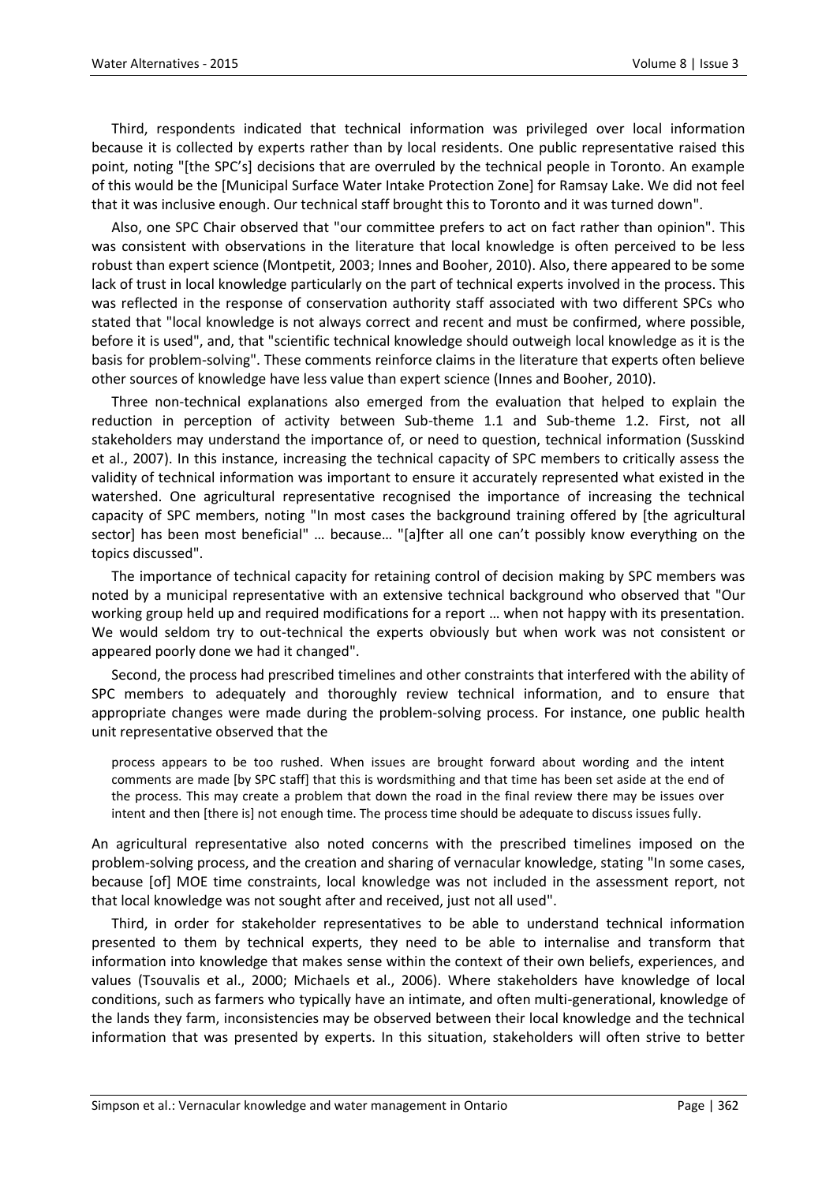Third, respondents indicated that technical information was privileged over local information because it is collected by experts rather than by local residents. One public representative raised this point, noting "[the SPC's] decisions that are overruled by the technical people in Toronto. An example of this would be the [Municipal Surface Water Intake Protection Zone] for Ramsay Lake. We did not feel that it was inclusive enough. Our technical staff brought this to Toronto and it was turned down".

Also, one SPC Chair observed that "our committee prefers to act on fact rather than opinion". This was consistent with observations in the literature that local knowledge is often perceived to be less robust than expert science (Montpetit, 2003; Innes and Booher, 2010). Also, there appeared to be some lack of trust in local knowledge particularly on the part of technical experts involved in the process. This was reflected in the response of conservation authority staff associated with two different SPCs who stated that "local knowledge is not always correct and recent and must be confirmed, where possible, before it is used", and, that "scientific technical knowledge should outweigh local knowledge as it is the basis for problem-solving". These comments reinforce claims in the literature that experts often believe other sources of knowledge have less value than expert science (Innes and Booher, 2010).

Three non-technical explanations also emerged from the evaluation that helped to explain the reduction in perception of activity between Sub-theme 1.1 and Sub-theme 1.2. First, not all stakeholders may understand the importance of, or need to question, technical information (Susskind et al., 2007). In this instance, increasing the technical capacity of SPC members to critically assess the validity of technical information was important to ensure it accurately represented what existed in the watershed. One agricultural representative recognised the importance of increasing the technical capacity of SPC members, noting "In most cases the background training offered by [the agricultural sector] has been most beneficial" … because… "[a]fter all one can't possibly know everything on the topics discussed".

The importance of technical capacity for retaining control of decision making by SPC members was noted by a municipal representative with an extensive technical background who observed that "Our working group held up and required modifications for a report … when not happy with its presentation. We would seldom try to out-technical the experts obviously but when work was not consistent or appeared poorly done we had it changed".

Second, the process had prescribed timelines and other constraints that interfered with the ability of SPC members to adequately and thoroughly review technical information, and to ensure that appropriate changes were made during the problem-solving process. For instance, one public health unit representative observed that the

> process appears to be too rushed. When issues are brought forward about wording and the intent comments are made [by SPC staff] that this is wordsmithing and that time has been set aside at the end of the process. This may create a problem that down the road in the final review there may be issues over intent and then [there is] not enough time. The process time should be adequate to discuss issues fully.

An agricultural representative also noted concerns with the prescribed timelines imposed on the problem-solving process, and the creation and sharing of vernacular knowledge, stating "In some cases, because [of] MOE time constraints, local knowledge was not included in the assessment report, not that local knowledge was not sought after and received, just not all used".

Third, in order for stakeholder representatives to be able to understand technical information presented to them by technical experts, they need to be able to internalise and transform that information into knowledge that makes sense within the context of their own beliefs, experiences, and values (Tsouvalis et al., 2000; Michaels et al., 2006). Where stakeholders have knowledge of local conditions, such as farmers who typically have an intimate, and often multi-generational, knowledge of the lands they farm, inconsistencies may be observed between their local knowledge and the technical information that was presented by experts. In this situation, stakeholders will often strive to better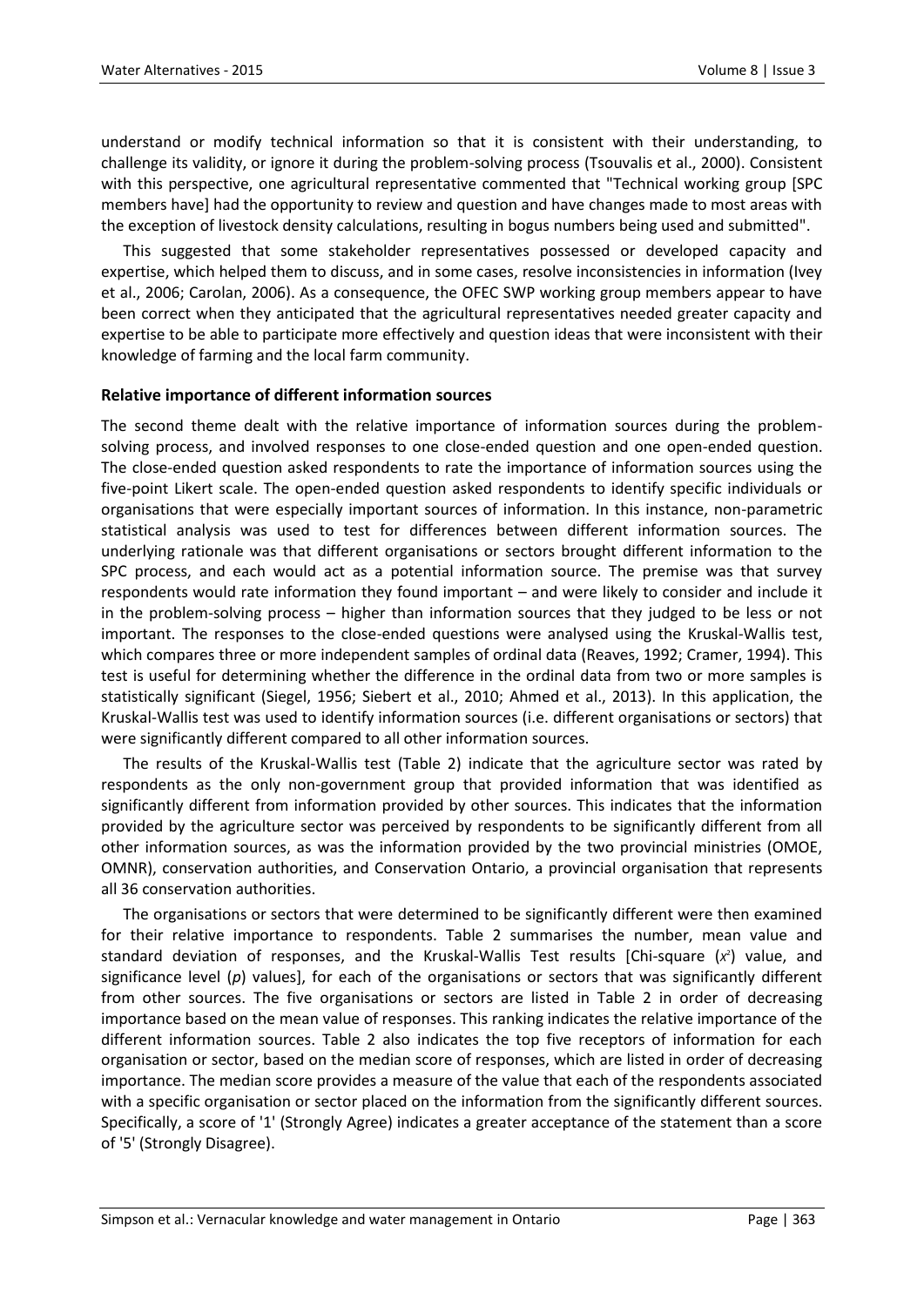understand or modify technical information so that it is consistent with their understanding, to challenge its validity, or ignore it during the problem-solving process (Tsouvalis et al., 2000). Consistent with this perspective, one agricultural representative commented that "Technical working group [SPC members have] had the opportunity to review and question and have changes made to most areas with the exception of livestock density calculations, resulting in bogus numbers being used and submitted".

This suggested that some stakeholder representatives possessed or developed capacity and expertise, which helped them to discuss, and in some cases, resolve inconsistencies in information (Ivey et al., 2006; Carolan, 2006). As a consequence, the OFEC SWP working group members appear to have been correct when they anticipated that the agricultural representatives needed greater capacity and expertise to be able to participate more effectively and question ideas that were inconsistent with their knowledge of farming and the local farm community.

**Relative importance of different information sources**

The second theme dealt with the relative importance of information sources during the problem-solving process, and involved responses to one close-ended question and one open-ended question. The close-ended question asked respondents to rate the importance of information sources using the five-point Likert scale. The open-ended question asked respondents to identify specific individuals or organisations that were especially important sources of information. In this instance, non-parametric statistical analysis was used to test for differences between different information sources. The underlying rationale was that different organisations or sectors brought different information to the SPC process, and each would act as a potential information source. The premise was that survey respondents would rate information they found important – and were likely to consider and include it in the problem-solving process – higher than information sources that they judged to be less or not important. The responses to the close-ended questions were analysed using the Kruskal-Wallis test, which compares three or more independent samples of ordinal data (Reaves, 1992; Cramer, 1994). This test is useful for determining whether the difference in the ordinal data from two or more samples is statistically significant (Siegel, 1956; Siebert et al., 2010; Ahmed et al., 2013). In this application, the Kruskal-Wallis test was used to identify information sources (i.e. different organisations or sectors) that were significantly different compared to all other information sources.

The results of the Kruskal-Wallis test (Table 2) indicate that the agriculture sector was rated by respondents as the only non-government group that provided information that was identified as significantly different from information provided by other sources. This indicates that the information provided by the agriculture sector was perceived by respondents to be significantly different from all other information sources, as was the information provided by the two provincial ministries (OMOE, OMNR), conservation authorities, and Conservation Ontario, a provincial organisation that represents all 36 conservation authorities.

The organisations or sectors that were determined to be significantly different were then examined for their relative importance to respondents. Table 2 summarises the number, mean value and standard deviation of responses, and the Kruskal-Wallis Test results [Chi-square ($x^2$) value, and significance level ($p$) values], for each of the organisations or sectors that was significantly different from other sources. The five organisations or sectors are listed in Table 2 in order of decreasing importance based on the mean value of responses. This ranking indicates the relative importance of the different information sources. Table 2 also indicates the top five receptors of information for each organisation or sector, based on the median score of responses, which are listed in order of decreasing importance. The median score provides a measure of the value that each of the respondents associated with a specific organisation or sector placed on the information from the significantly different sources. Specifically, a score of '1' (Strongly Agree) indicates a greater acceptance of the statement than a score of '5' (Strongly Disagree).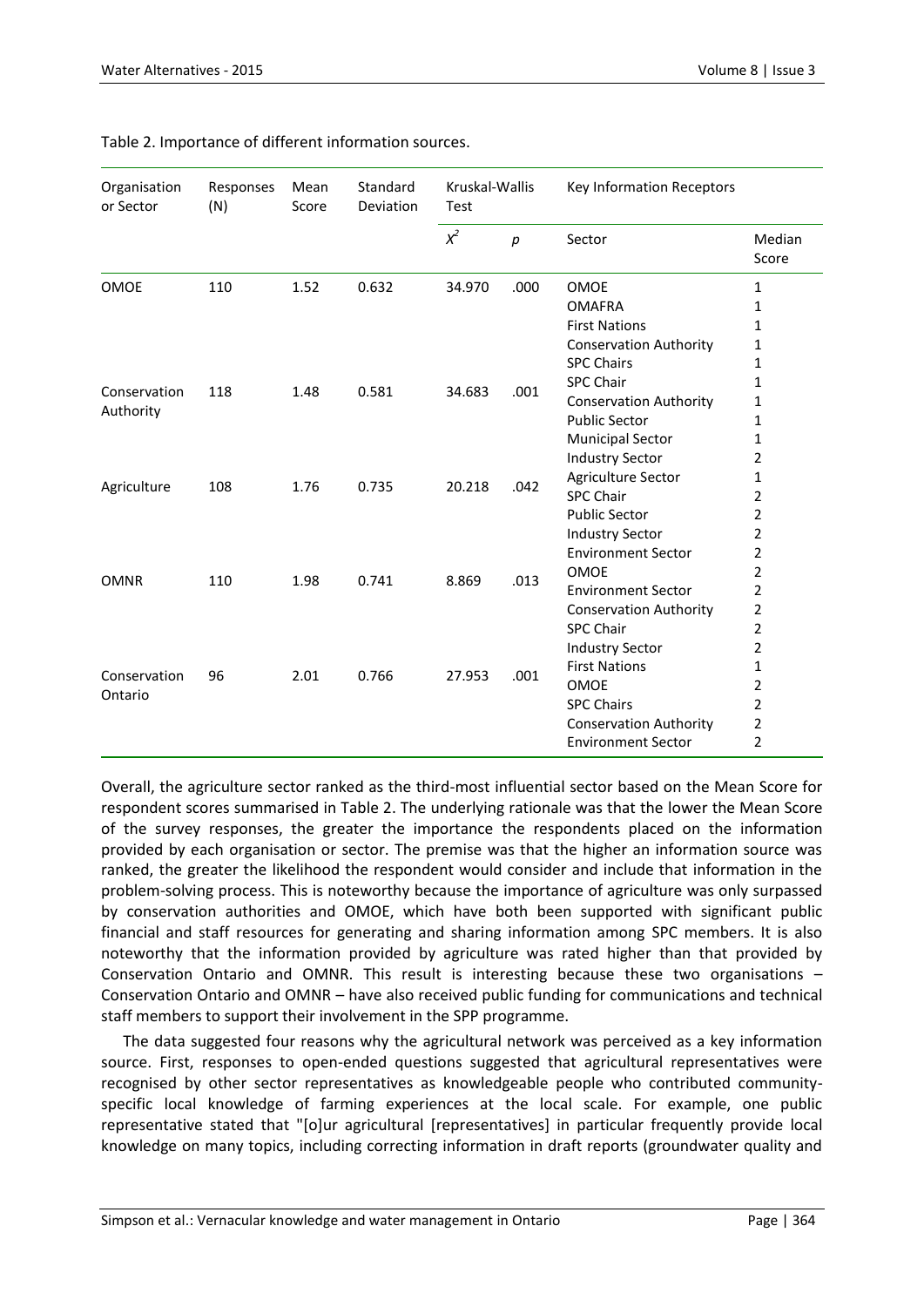Table 2. Importance of different information sources.

| Organisation or Sector | Responses (N) | Mean Score | Standard Deviation | Kruskal-Wallis Test | | Key Information Receptors | |
|---|---|---|---|---|---|---|---|
| | | | | $X^2$ | $p$ | Sector | Median Score |
| OMOE | 110 | 1.52 | 0.632 | 34.970 | .000 | OMOE | 1 |
| | | | | | | OMAFRA | 1 |
| | | | | | | First Nations | 1 |
| | | | | | | Conservation Authority | 1 |
| | | | | | | SPC Chairs | 1 |
| Conservation Authority | 118 | 1.48 | 0.581 | 34.683 | .001 | SPC Chair | 1 |
| | | | | | | Conservation Authority | 1 |
| | | | | | | Public Sector | 1 |
| | | | | | | Municipal Sector | 1 |
| | | | | | | Industry Sector | 2 |
| Agriculture | 108 | 1.76 | 0.735 | 20.218 | .042 | Agriculture Sector | 1 |
| | | | | | | SPC Chair | 2 |
| | | | | | | Public Sector | 2 |
| | | | | | | Industry Sector | 2 |
| | | | | | | Environment Sector | 2 |
| OMNR | 110 | 1.98 | 0.741 | 8.869 | .013 | OMOE | 2 |
| | | | | | | Environment Sector | 2 |
| | | | | | | Conservation Authority | 2 |
| | | | | | | SPC Chair | 2 |
| | | | | | | Industry Sector | 2 |
| Conservation Ontario | 96 | 2.01 | 0.766 | 27.953 | .001 | First Nations | 1 |
| | | | | | | OMOE | 2 |
| | | | | | | SPC Chairs | 2 |
| | | | | | | Conservation Authority | 2 |
| | | | | | | Environment Sector | 2 |

Overall, the agriculture sector ranked as the third-most influential sector based on the Mean Score for respondent scores summarised in Table 2. The underlying rationale was that the lower the Mean Score of the survey responses, the greater the importance the respondents placed on the information provided by each organisation or sector. The premise was that the higher an information source was ranked, the greater the likelihood the respondent would consider and include that information in the problem-solving process. This is noteworthy because the importance of agriculture was only surpassed by conservation authorities and OMOE, which have both been supported with significant public financial and staff resources for generating and sharing information among SPC members. It is also noteworthy that the information provided by agriculture was rated higher than that provided by Conservation Ontario and OMNR. This result is interesting because these two organisations – Conservation Ontario and OMNR – have also received public funding for communications and technical staff members to support their involvement in the SPP programme.

The data suggested four reasons why the agricultural network was perceived as a key information source. First, responses to open-ended questions suggested that agricultural representatives were recognised by other sector representatives as knowledgeable people who contributed community-specific local knowledge of farming experiences at the local scale. For example, one public representative stated that "[o]ur agricultural [representatives] in particular frequently provide local knowledge on many topics, including correcting information in draft reports (groundwater quality and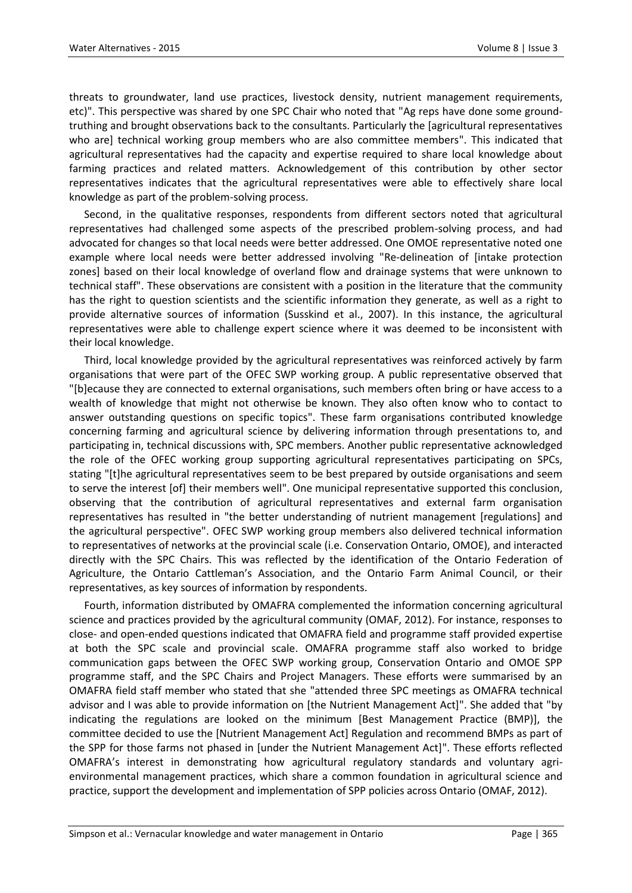threats to groundwater, land use practices, livestock density, nutrient management requirements, etc)". This perspective was shared by one SPC Chair who noted that "Ag reps have done some ground-truthing and brought observations back to the consultants. Particularly the [agricultural representatives who are] technical working group members who are also committee members". This indicated that agricultural representatives had the capacity and expertise required to share local knowledge about farming practices and related matters. Acknowledgement of this contribution by other sector representatives indicates that the agricultural representatives were able to effectively share local knowledge as part of the problem-solving process.

Second, in the qualitative responses, respondents from different sectors noted that agricultural representatives had challenged some aspects of the prescribed problem-solving process, and had advocated for changes so that local needs were better addressed. One OMOE representative noted one example where local needs were better addressed involving "Re-delineation of [intake protection zones] based on their local knowledge of overland flow and drainage systems that were unknown to technical staff". These observations are consistent with a position in the literature that the community has the right to question scientists and the scientific information they generate, as well as a right to provide alternative sources of information (Susskind et al., 2007). In this instance, the agricultural representatives were able to challenge expert science where it was deemed to be inconsistent with their local knowledge.

Third, local knowledge provided by the agricultural representatives was reinforced actively by farm organisations that were part of the OFEC SWP working group. A public representative observed that "[b]ecause they are connected to external organisations, such members often bring or have access to a wealth of knowledge that might not otherwise be known. They also often know who to contact to answer outstanding questions on specific topics". These farm organisations contributed knowledge concerning farming and agricultural science by delivering information through presentations to, and participating in, technical discussions with, SPC members. Another public representative acknowledged the role of the OFEC working group supporting agricultural representatives participating on SPCs, stating "[t]he agricultural representatives seem to be best prepared by outside organisations and seem to serve the interest [of] their members well". One municipal representative supported this conclusion, observing that the contribution of agricultural representatives and external farm organisation representatives has resulted in "the better understanding of nutrient management [regulations] and the agricultural perspective". OFEC SWP working group members also delivered technical information to representatives of networks at the provincial scale (i.e. Conservation Ontario, OMOE), and interacted directly with the SPC Chairs. This was reflected by the identification of the Ontario Federation of Agriculture, the Ontario Cattleman's Association, and the Ontario Farm Animal Council, or their representatives, as key sources of information by respondents.

Fourth, information distributed by OMAFRA complemented the information concerning agricultural science and practices provided by the agricultural community (OMAF, 2012). For instance, responses to close- and open-ended questions indicated that OMAFRA field and programme staff provided expertise at both the SPC scale and provincial scale. OMAFRA programme staff also worked to bridge communication gaps between the OFEC SWP working group, Conservation Ontario and OMOE SPP programme staff, and the SPC Chairs and Project Managers. These efforts were summarised by an OMAFRA field staff member who stated that she "attended three SPC meetings as OMAFRA technical advisor and I was able to provide information on [the Nutrient Management Act]". She added that "by indicating the regulations are looked on the minimum [Best Management Practice (BMP)], the committee decided to use the [Nutrient Management Act] Regulation and recommend BMPs as part of the SPP for those farms not phased in [under the Nutrient Management Act]". These efforts reflected OMAFRA's interest in demonstrating how agricultural regulatory standards and voluntary agri-environmental management practices, which share a common foundation in agricultural science and practice, support the development and implementation of SPP policies across Ontario (OMAF, 2012).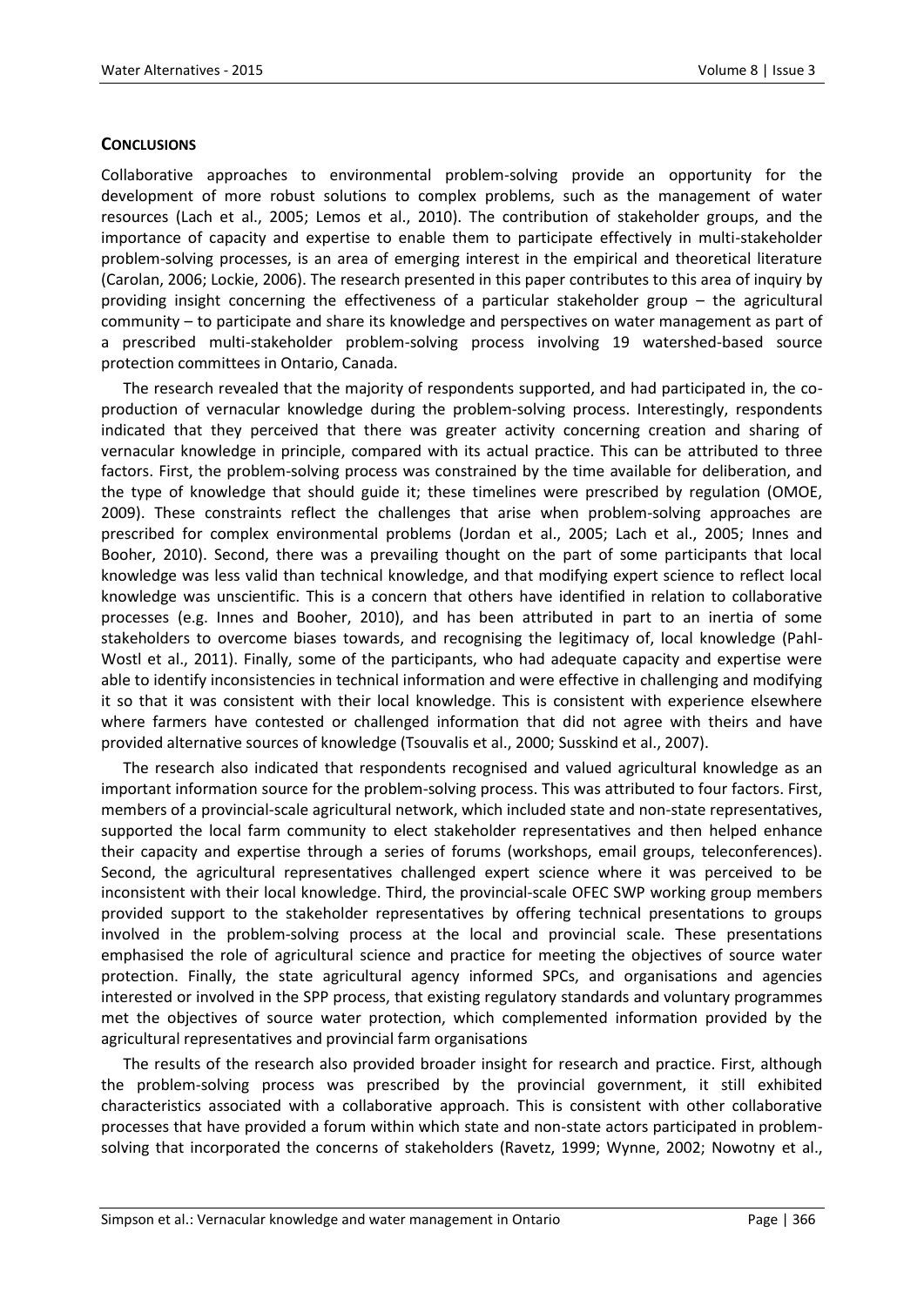## CONCLUSIONS

Collaborative approaches to environmental problem-solving provide an opportunity for the development of more robust solutions to complex problems, such as the management of water resources (Lach et al., 2005; Lemos et al., 2010). The contribution of stakeholder groups, and the importance of capacity and expertise to enable them to participate effectively in multi-stakeholder problem-solving processes, is an area of emerging interest in the empirical and theoretical literature (Carolan, 2006; Lockie, 2006). The research presented in this paper contributes to this area of inquiry by providing insight concerning the effectiveness of a particular stakeholder group – the agricultural community – to participate and share its knowledge and perspectives on water management as part of a prescribed multi-stakeholder problem-solving process involving 19 watershed-based source protection committees in Ontario, Canada.

The research revealed that the majority of respondents supported, and had participated in, the co-production of vernacular knowledge during the problem-solving process. Interestingly, respondents indicated that they perceived that there was greater activity concerning creation and sharing of vernacular knowledge in principle, compared with its actual practice. This can be attributed to three factors. First, the problem-solving process was constrained by the time available for deliberation, and the type of knowledge that should guide it; these timelines were prescribed by regulation (OMOE, 2009). These constraints reflect the challenges that arise when problem-solving approaches are prescribed for complex environmental problems (Jordan et al., 2005; Lach et al., 2005; Innes and Booher, 2010). Second, there was a prevailing thought on the part of some participants that local knowledge was less valid than technical knowledge, and that modifying expert science to reflect local knowledge was unscientific. This is a concern that others have identified in relation to collaborative processes (e.g. Innes and Booher, 2010), and has been attributed in part to an inertia of some stakeholders to overcome biases towards, and recognising the legitimacy of, local knowledge (Pahl-Wostl et al., 2011). Finally, some of the participants, who had adequate capacity and expertise were able to identify inconsistencies in technical information and were effective in challenging and modifying it so that it was consistent with their local knowledge. This is consistent with experience elsewhere where farmers have contested or challenged information that did not agree with theirs and have provided alternative sources of knowledge (Tsouvalis et al., 2000; Susskind et al., 2007).

The research also indicated that respondents recognised and valued agricultural knowledge as an important information source for the problem-solving process. This was attributed to four factors. First, members of a provincial-scale agricultural network, which included state and non-state representatives, supported the local farm community to elect stakeholder representatives and then helped enhance their capacity and expertise through a series of forums (workshops, email groups, teleconferences). Second, the agricultural representatives challenged expert science where it was perceived to be inconsistent with their local knowledge. Third, the provincial-scale OFEC SWP working group members provided support to the stakeholder representatives by offering technical presentations to groups involved in the problem-solving process at the local and provincial scale. These presentations emphasised the role of agricultural science and practice for meeting the objectives of source water protection. Finally, the state agricultural agency informed SPCs, and organisations and agencies interested or involved in the SPP process, that existing regulatory standards and voluntary programmes met the objectives of source water protection, which complemented information provided by the agricultural representatives and provincial farm organisations

The results of the research also provided broader insight for research and practice. First, although the problem-solving process was prescribed by the provincial government, it still exhibited characteristics associated with a collaborative approach. This is consistent with other collaborative processes that have provided a forum within which state and non-state actors participated in problem-solving that incorporated the concerns of stakeholders (Ravetz, 1999; Wynne, 2002; Nowotny et al.,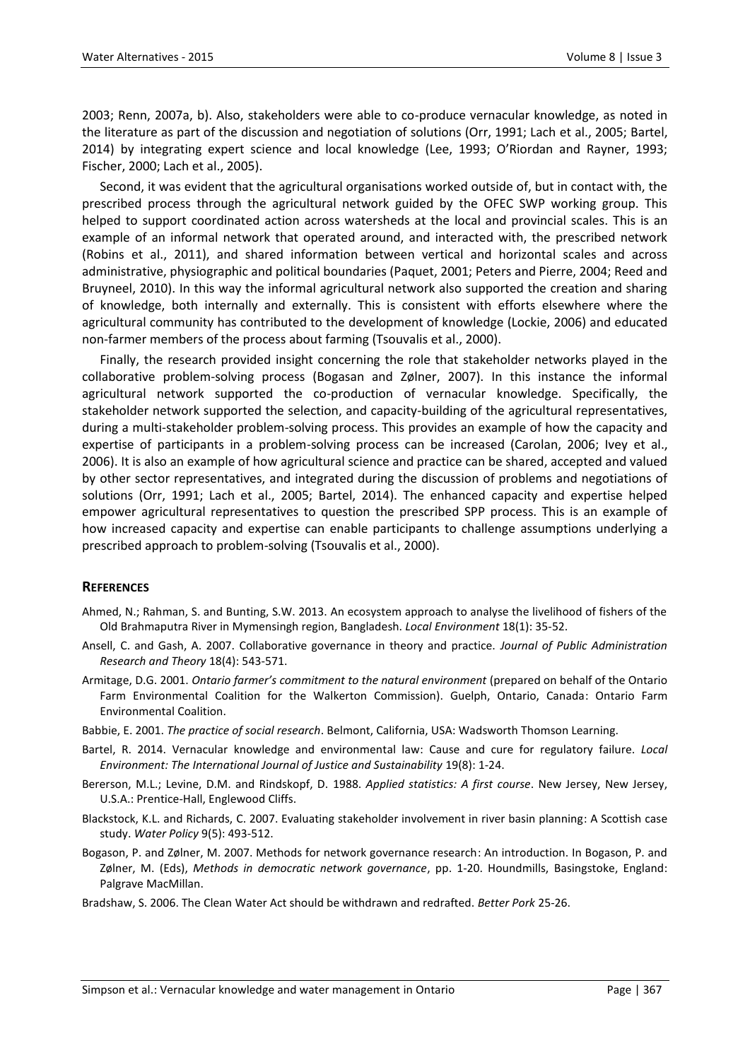2003; Renn, 2007a, b). Also, stakeholders were able to co-produce vernacular knowledge, as noted in the literature as part of the discussion and negotiation of solutions (Orr, 1991; Lach et al., 2005; Bartel, 2014) by integrating expert science and local knowledge (Lee, 1993; O'Riordan and Rayner, 1993; Fischer, 2000; Lach et al., 2005).

Second, it was evident that the agricultural organisations worked outside of, but in contact with, the prescribed process through the agricultural network guided by the OFEC SWP working group. This helped to support coordinated action across watersheds at the local and provincial scales. This is an example of an informal network that operated around, and interacted with, the prescribed network (Robins et al., 2011), and shared information between vertical and horizontal scales and across administrative, physiographic and political boundaries (Paquet, 2001; Peters and Pierre, 2004; Reed and Bruyneel, 2010). In this way the informal agricultural network also supported the creation and sharing of knowledge, both internally and externally. This is consistent with efforts elsewhere where the agricultural community has contributed to the development of knowledge (Lockie, 2006) and educated non-farmer members of the process about farming (Tsouvalis et al., 2000).

Finally, the research provided insight concerning the role that stakeholder networks played in the collaborative problem-solving process (Bogasan and Zølner, 2007). In this instance the informal agricultural network supported the co-production of vernacular knowledge. Specifically, the stakeholder network supported the selection, and capacity-building of the agricultural representatives, during a multi-stakeholder problem-solving process. This provides an example of how the capacity and expertise of participants in a problem-solving process can be increased (Carolan, 2006; Ivey et al., 2006). It is also an example of how agricultural science and practice can be shared, accepted and valued by other sector representatives, and integrated during the discussion of problems and negotiations of solutions (Orr, 1991; Lach et al., 2005; Bartel, 2014). The enhanced capacity and expertise helped empower agricultural representatives to question the prescribed SPP process. This is an example of how increased capacity and expertise can enable participants to challenge assumptions underlying a prescribed approach to problem-solving (Tsouvalis et al., 2000).

## REFERENCES

Ahmed, N.; Rahman, S. and Bunting, S.W. 2013. An ecosystem approach to analyse the livelihood of fishers of the Old Brahmaputra River in Mymensingh region, Bangladesh. *Local Environment* 18(1): 35-52.

Ansell, C. and Gash, A. 2007. Collaborative governance in theory and practice. *Journal of Public Administration Research and Theory* 18(4): 543-571.

Armitage, D.G. 2001. *Ontario farmer's commitment to the natural environment* (prepared on behalf of the Ontario Farm Environmental Coalition for the Walkerton Commission). Guelph, Ontario, Canada: Ontario Farm Environmental Coalition.

Babbie, E. 2001. *The practice of social research*. Belmont, California, USA: Wadsworth Thomson Learning.

Bartel, R. 2014. Vernacular knowledge and environmental law: Cause and cure for regulatory failure. *Local Environment: The International Journal of Justice and Sustainability* 19(8): 1-24.

Bererson, M.L.; Levine, D.M. and Rindskopf, D. 1988. *Applied statistics: A first course*. New Jersey, New Jersey, U.S.A.: Prentice-Hall, Englewood Cliffs.

Blackstock, K.L. and Richards, C. 2007. Evaluating stakeholder involvement in river basin planning: A Scottish case study. *Water Policy* 9(5): 493-512.

Bogason, P. and Zølner, M. 2007. Methods for network governance research: An introduction. In Bogason, P. and Zølner, M. (Eds), *Methods in democratic network governance*, pp. 1-20. Houndmills, Basingstoke, England: Palgrave MacMillan.

Bradshaw, S. 2006. The Clean Water Act should be withdrawn and redrafted. *Better Pork* 25-26.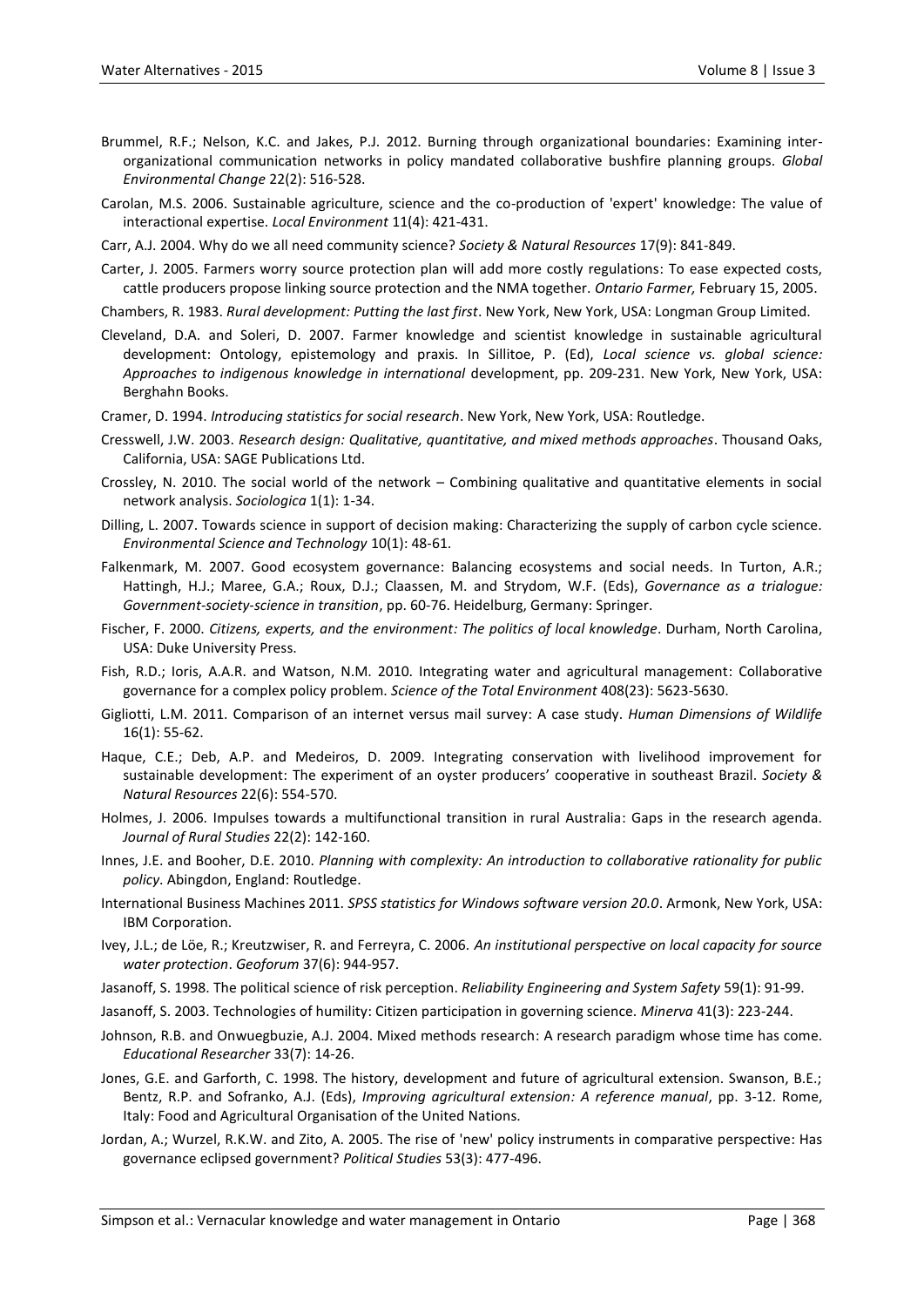Brummel, R.F.; Nelson, K.C. and Jakes, P.J. 2012. Burning through organizational boundaries: Examining inter-organizational communication networks in policy mandated collaborative bushfire planning groups. *Global Environmental Change* 22(2): 516-528.

Carolan, M.S. 2006. Sustainable agriculture, science and the co-production of 'expert' knowledge: The value of interactional expertise. *Local Environment* 11(4): 421-431.

Carr, A.J. 2004. Why do we all need community science? *Society & Natural Resources* 17(9): 841-849.

Carter, J. 2005. Farmers worry source protection plan will add more costly regulations: To ease expected costs, cattle producers propose linking source protection and the NMA together. *Ontario Farmer,* February 15, 2005.

Chambers, R. 1983. *Rural development: Putting the last first*. New York, New York, USA: Longman Group Limited.

Cleveland, D.A. and Soleri, D. 2007. Farmer knowledge and scientist knowledge in sustainable agricultural development: Ontology, epistemology and praxis. In Sillitoe, P. (Ed), *Local science vs. global science: Approaches to indigenous knowledge in international* development, pp. 209-231. New York, New York, USA: Berghahn Books.

Cramer, D. 1994. *Introducing statistics for social research*. New York, New York, USA: Routledge.

Cresswell, J.W. 2003. *Research design: Qualitative, quantitative, and mixed methods approaches*. Thousand Oaks, California, USA: SAGE Publications Ltd.

Crossley, N. 2010. The social world of the network – Combining qualitative and quantitative elements in social network analysis. *Sociologica* 1(1): 1-34.

Dilling, L. 2007. Towards science in support of decision making: Characterizing the supply of carbon cycle science. *Environmental Science and Technology* 10(1): 48-61.

Falkenmark, M. 2007. Good ecosystem governance: Balancing ecosystems and social needs. In Turton, A.R.; Hattingh, H.J.; Maree, G.A.; Roux, D.J.; Claassen, M. and Strydom, W.F. (Eds), *Governance as a trialogue: Government-society-science in transition*, pp. 60-76. Heidelburg, Germany: Springer.

Fischer, F. 2000. *Citizens, experts, and the environment: The politics of local knowledge*. Durham, North Carolina, USA: Duke University Press.

Fish, R.D.; Ioris, A.A.R. and Watson, N.M. 2010. Integrating water and agricultural management: Collaborative governance for a complex policy problem. *Science of the Total Environment* 408(23): 5623-5630.

Gigliotti, L.M. 2011. Comparison of an internet versus mail survey: A case study. *Human Dimensions of Wildlife* 16(1): 55-62.

Haque, C.E.; Deb, A.P. and Medeiros, D. 2009. Integrating conservation with livelihood improvement for sustainable development: The experiment of an oyster producers' cooperative in southeast Brazil. *Society & Natural Resources* 22(6): 554-570.

Holmes, J. 2006. Impulses towards a multifunctional transition in rural Australia: Gaps in the research agenda. *Journal of Rural Studies* 22(2): 142-160.

Innes, J.E. and Booher, D.E. 2010. *Planning with complexity: An introduction to collaborative rationality for public policy*. Abingdon, England: Routledge.

International Business Machines 2011. *SPSS statistics for Windows software version 20.0*. Armonk, New York, USA: IBM Corporation.

Ivey, J.L.; de Löe, R.; Kreutzwiser, R. and Ferreyra, C. 2006. *An institutional perspective on local capacity for source water protection*. *Geoforum* 37(6): 944-957.

Jasanoff, S. 1998. The political science of risk perception. *Reliability Engineering and System Safety* 59(1): 91-99.

Jasanoff, S. 2003. Technologies of humility: Citizen participation in governing science. *Minerva* 41(3): 223-244.

Johnson, R.B. and Onwuegbuzie, A.J. 2004. Mixed methods research: A research paradigm whose time has come. *Educational Researcher* 33(7): 14-26.

Jones, G.E. and Garforth, C. 1998. The history, development and future of agricultural extension. Swanson, B.E.; Bentz, R.P. and Sofranko, A.J. (Eds), *Improving agricultural extension: A reference manual*, pp. 3-12. Rome, Italy: Food and Agricultural Organisation of the United Nations.

Jordan, A.; Wurzel, R.K.W. and Zito, A. 2005. The rise of 'new' policy instruments in comparative perspective: Has governance eclipsed government? *Political Studies* 53(3): 477-496.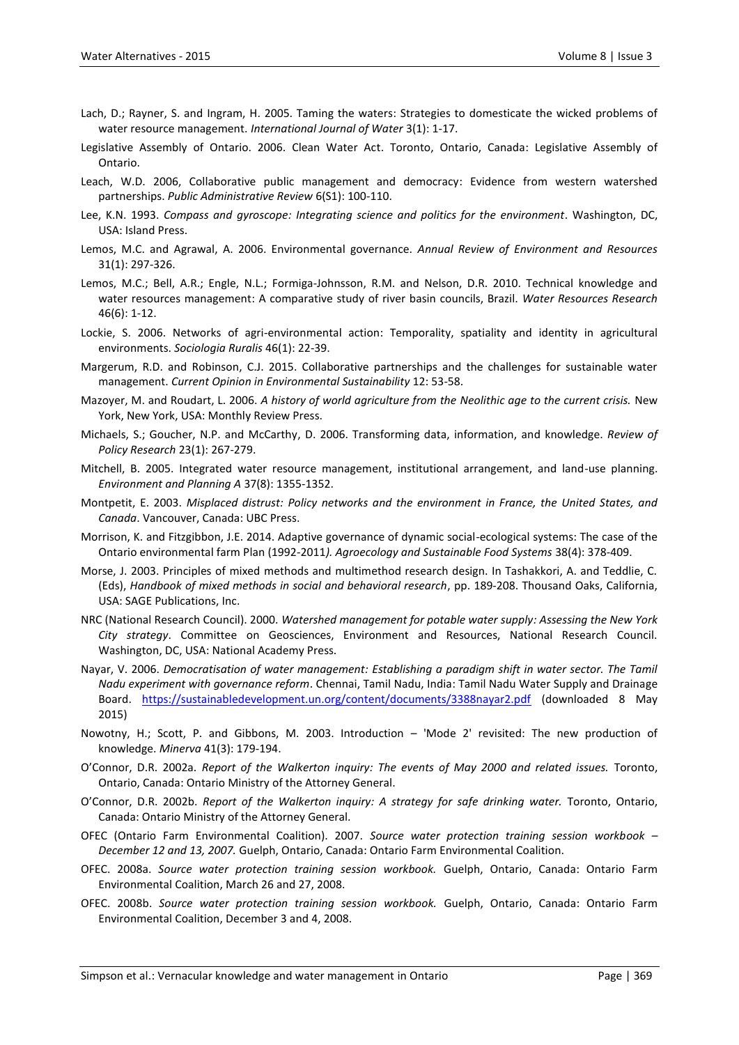Lach, D.; Rayner, S. and Ingram, H. 2005. Taming the waters: Strategies to domesticate the wicked problems of water resource management. *International Journal of Water* 3(1): 1-17.

Legislative Assembly of Ontario. 2006. Clean Water Act. Toronto, Ontario, Canada: Legislative Assembly of Ontario.

Leach, W.D. 2006, Collaborative public management and democracy: Evidence from western watershed partnerships. *Public Administrative Review* 6(S1): 100-110.

Lee, K.N. 1993. *Compass and gyroscope: Integrating science and politics for the environment*. Washington, DC, USA: Island Press.

Lemos, M.C. and Agrawal, A. 2006. Environmental governance. *Annual Review of Environment and Resources* 31(1): 297-326.

Lemos, M.C.; Bell, A.R.; Engle, N.L.; Formiga-Johnsson, R.M. and Nelson, D.R. 2010. Technical knowledge and water resources management: A comparative study of river basin councils, Brazil. *Water Resources Research* 46(6): 1-12.

Lockie, S. 2006. Networks of agri-environmental action: Temporality, spatiality and identity in agricultural environments. *Sociologia Ruralis* 46(1): 22-39.

Margerum, R.D. and Robinson, C.J. 2015. Collaborative partnerships and the challenges for sustainable water management. *Current Opinion in Environmental Sustainability* 12: 53-58.

Mazoyer, M. and Roudart, L. 2006. *A history of world agriculture from the Neolithic age to the current crisis.* New York, New York, USA: Monthly Review Press.

Michaels, S.; Goucher, N.P. and McCarthy, D. 2006. Transforming data, information, and knowledge. *Review of Policy Research* 23(1): 267-279.

Mitchell, B. 2005. Integrated water resource management, institutional arrangement, and land-use planning. *Environment and Planning A* 37(8): 1355-1352.

Montpetit, E. 2003. *Misplaced distrust: Policy networks and the environment in France, the United States, and Canada*. Vancouver, Canada: UBC Press.

Morrison, K. and Fitzgibbon, J.E. 2014. Adaptive governance of dynamic social-ecological systems: The case of the Ontario environmental farm Plan (1992-2011*). Agroecology and Sustainable Food Systems* 38(4): 378-409.

Morse, J. 2003. Principles of mixed methods and multimethod research design. In Tashakkori, A. and Teddlie, C. (Eds), *Handbook of mixed methods in social and behavioral research*, pp. 189-208. Thousand Oaks, California, USA: SAGE Publications, Inc.

NRC (National Research Council). 2000. *Watershed management for potable water supply: Assessing the New York City strategy*. Committee on Geosciences, Environment and Resources, National Research Council. Washington, DC, USA: National Academy Press.

Nayar, V. 2006. *Democratisation of water management: Establishing a paradigm shift in water sector. The Tamil Nadu experiment with governance reform*. Chennai, Tamil Nadu, India: Tamil Nadu Water Supply and Drainage Board. https://sustainabledevelopment.un.org/content/documents/3388nayar2.pdf (downloaded 8 May 2015)

Nowotny, H.; Scott, P. and Gibbons, M. 2003. Introduction – 'Mode 2' revisited: The new production of knowledge. *Minerva* 41(3): 179-194.

O'Connor, D.R. 2002a. *Report of the Walkerton inquiry: The events of May 2000 and related issues.* Toronto, Ontario, Canada: Ontario Ministry of the Attorney General.

O'Connor, D.R. 2002b. *Report of the Walkerton inquiry: A strategy for safe drinking water.* Toronto, Ontario, Canada: Ontario Ministry of the Attorney General.

OFEC (Ontario Farm Environmental Coalition). 2007. *Source water protection training session workbook – December 12 and 13, 2007.* Guelph, Ontario, Canada: Ontario Farm Environmental Coalition.

OFEC. 2008a. *Source water protection training session workbook.* Guelph, Ontario, Canada: Ontario Farm Environmental Coalition, March 26 and 27, 2008.

OFEC. 2008b. *Source water protection training session workbook.* Guelph, Ontario, Canada: Ontario Farm Environmental Coalition, December 3 and 4, 2008.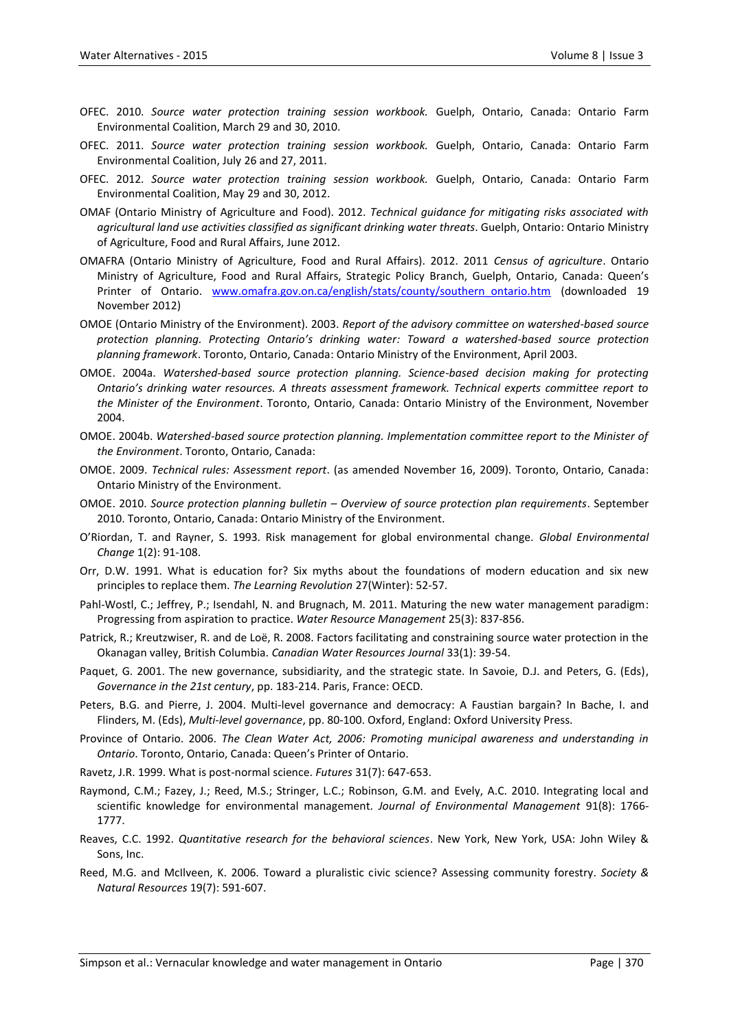OFEC. 2010. *Source water protection training session workbook.* Guelph, Ontario, Canada: Ontario Farm Environmental Coalition, March 29 and 30, 2010.

OFEC. 2011. *Source water protection training session workbook.* Guelph, Ontario, Canada: Ontario Farm Environmental Coalition, July 26 and 27, 2011.

OFEC. 2012. *Source water protection training session workbook.* Guelph, Ontario, Canada: Ontario Farm Environmental Coalition, May 29 and 30, 2012.

OMAF (Ontario Ministry of Agriculture and Food). 2012. *Technical guidance for mitigating risks associated with agricultural land use activities classified as significant drinking water threats*. Guelph, Ontario: Ontario Ministry of Agriculture, Food and Rural Affairs, June 2012.

OMAFRA (Ontario Ministry of Agriculture, Food and Rural Affairs). 2012. 2011 *Census of agriculture*. Ontario Ministry of Agriculture, Food and Rural Affairs, Strategic Policy Branch, Guelph, Ontario, Canada: Queen's Printer of Ontario. www.omafra.gov.on.ca/english/stats/county/southern_ontario.htm (downloaded 19 November 2012)

OMOE (Ontario Ministry of the Environment). 2003. *Report of the advisory committee on watershed-based source protection planning. Protecting Ontario's drinking water: Toward a watershed-based source protection planning framework*. Toronto, Ontario, Canada: Ontario Ministry of the Environment, April 2003.

OMOE. 2004a. *Watershed-based source protection planning. Science-based decision making for protecting Ontario's drinking water resources. A threats assessment framework. Technical experts committee report to the Minister of the Environment*. Toronto, Ontario, Canada: Ontario Ministry of the Environment, November 2004.

OMOE. 2004b. *Watershed-based source protection planning. Implementation committee report to the Minister of the Environment*. Toronto, Ontario, Canada:

OMOE. 2009. *Technical rules: Assessment report*. (as amended November 16, 2009). Toronto, Ontario, Canada: Ontario Ministry of the Environment.

OMOE. 2010. *Source protection planning bulletin – Overview of source protection plan requirements*. September 2010. Toronto, Ontario, Canada: Ontario Ministry of the Environment.

O'Riordan, T. and Rayner, S. 1993. Risk management for global environmental change. *Global Environmental Change* 1(2): 91-108.

Orr, D.W. 1991. What is education for? Six myths about the foundations of modern education and six new principles to replace them. *The Learning Revolution* 27(Winter): 52-57.

Pahl-Wostl, C.; Jeffrey, P.; Isendahl, N. and Brugnach, M. 2011. Maturing the new water management paradigm: Progressing from aspiration to practice. *Water Resource Management* 25(3): 837-856.

Patrick, R.; Kreutzwiser, R. and de Loë, R. 2008. Factors facilitating and constraining source water protection in the Okanagan valley, British Columbia. *Canadian Water Resources Journal* 33(1): 39-54.

Paquet, G. 2001. The new governance, subsidiarity, and the strategic state. In Savoie, D.J. and Peters, G. (Eds), *Governance in the 21st century*, pp. 183-214. Paris, France: OECD.

Peters, B.G. and Pierre, J. 2004. Multi-level governance and democracy: A Faustian bargain? In Bache, I. and Flinders, M. (Eds), *Multi-level governance*, pp. 80-100. Oxford, England: Oxford University Press.

Province of Ontario. 2006. *The Clean Water Act, 2006: Promoting municipal awareness and understanding in Ontario*. Toronto, Ontario, Canada: Queen's Printer of Ontario.

Ravetz, J.R. 1999. What is post-normal science. *Futures* 31(7): 647-653.

Raymond, C.M.; Fazey, J.; Reed, M.S.; Stringer, L.C.; Robinson, G.M. and Evely, A.C. 2010. Integrating local and scientific knowledge for environmental management. *Journal of Environmental Management* 91(8): 1766-1777.

Reaves, C.C. 1992. *Quantitative research for the behavioral sciences*. New York, New York, USA: John Wiley & Sons, Inc.

Reed, M.G. and McIlveen, K. 2006. Toward a pluralistic civic science? Assessing community forestry. *Society & Natural Resources* 19(7): 591-607.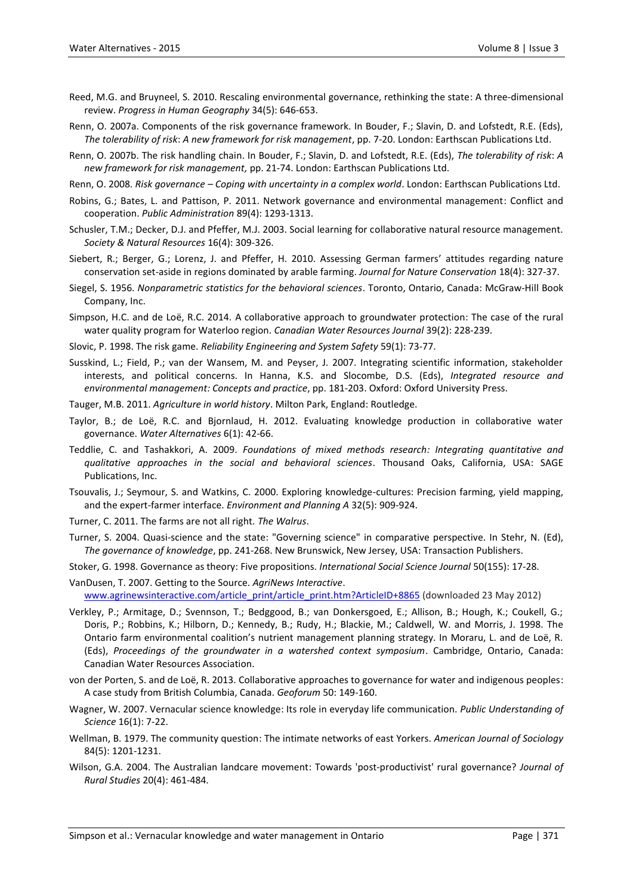Reed, M.G. and Bruyneel, S. 2010. Rescaling environmental governance, rethinking the state: A three-dimensional review. *Progress in Human Geography* 34(5): 646-653.

Renn, O. 2007a. Components of the risk governance framework. In Bouder, F.; Slavin, D. and Lofstedt, R.E. (Eds), *The tolerability of risk*: *A new framework for risk management*, pp. 7-20. London: Earthscan Publications Ltd.

Renn, O. 2007b. The risk handling chain. In Bouder, F.; Slavin, D. and Lofstedt, R.E. (Eds), *The tolerability of risk*: *A new framework for risk management,* pp. 21-74. London: Earthscan Publications Ltd.

Renn, O. 2008. *Risk governance – Coping with uncertainty in a complex world*. London: Earthscan Publications Ltd.

Robins, G.; Bates, L. and Pattison, P. 2011. Network governance and environmental management: Conflict and cooperation. *Public Administration* 89(4): 1293-1313.

Schusler, T.M.; Decker, D.J. and Pfeffer, M.J. 2003. Social learning for collaborative natural resource management. *Society & Natural Resources* 16(4): 309-326.

Siebert, R.; Berger, G.; Lorenz, J. and Pfeffer, H. 2010. Assessing German farmers' attitudes regarding nature conservation set-aside in regions dominated by arable farming. *Journal for Nature Conservation* 18(4): 327-37.

Siegel, S. 1956. *Nonparametric statistics for the behavioral sciences*. Toronto, Ontario, Canada: McGraw-Hill Book Company, Inc.

Simpson, H.C. and de Loë, R.C. 2014. A collaborative approach to groundwater protection: The case of the rural water quality program for Waterloo region. *Canadian Water Resources Journal* 39(2): 228-239.

Slovic, P. 1998. The risk game. *Reliability Engineering and System Safety* 59(1): 73-77.

Susskind, L.; Field, P.; van der Wansem, M. and Peyser, J. 2007. Integrating scientific information, stakeholder interests, and political concerns. In Hanna, K.S. and Slocombe, D.S. (Eds), *Integrated resource and environmental management: Concepts and practice*, pp. 181-203. Oxford: Oxford University Press.

Tauger, M.B. 2011. *Agriculture in world history*. Milton Park, England: Routledge.

Taylor, B.; de Loë, R.C. and Bjornlaud, H. 2012. Evaluating knowledge production in collaborative water governance. *Water Alternatives* 6(1): 42-66.

Teddlie, C. and Tashakkori, A. 2009. *Foundations of mixed methods research: Integrating quantitative and qualitative approaches in the social and behavioral sciences*. Thousand Oaks, California, USA: SAGE Publications, Inc.

Tsouvalis, J.; Seymour, S. and Watkins, C. 2000. Exploring knowledge-cultures: Precision farming, yield mapping, and the expert-farmer interface. *Environment and Planning A* 32(5): 909-924.

Turner, C. 2011. The farms are not all right. *The Walrus*.

Turner, S. 2004. Quasi-science and the state: "Governing science" in comparative perspective. In Stehr, N. (Ed), *The governance of knowledge*, pp. 241-268. New Brunswick, New Jersey, USA: Transaction Publishers.

Stoker, G. 1998. Governance as theory: Five propositions. *International Social Science Journal* 50(155): 17-28.

VanDusen, T. 2007. Getting to the Source. *AgriNews Interactive*. www.agrinewsinteractive.com/article_print/article_print.htm?ArticleID+8865 (downloaded 23 May 2012)

Verkley, P.; Armitage, D.; Svennson, T.; Bedggood, B.; van Donkersgoed, E.; Allison, B.; Hough, K.; Coukell, G.; Doris, P.; Robbins, K.; Hilborn, D.; Kennedy, B.; Rudy, H.; Blackie, M.; Caldwell, W. and Morris, J. 1998. The Ontario farm environmental coalition's nutrient management planning strategy. In Moraru, L. and de Loë, R. (Eds), *Proceedings of the groundwater in a watershed context symposium*. Cambridge, Ontario, Canada: Canadian Water Resources Association.

von der Porten, S. and de Loë, R. 2013. Collaborative approaches to governance for water and indigenous peoples: A case study from British Columbia, Canada. *Geoforum* 50: 149-160.

Wagner, W. 2007. Vernacular science knowledge: Its role in everyday life communication. *Public Understanding of Science* 16(1): 7-22.

Wellman, B. 1979. The community question: The intimate networks of east Yorkers. *American Journal of Sociology* 84(5): 1201-1231.

Wilson, G.A. 2004. The Australian landcare movement: Towards 'post-productivist' rural governance? *Journal of Rural Studies* 20(4): 461-484.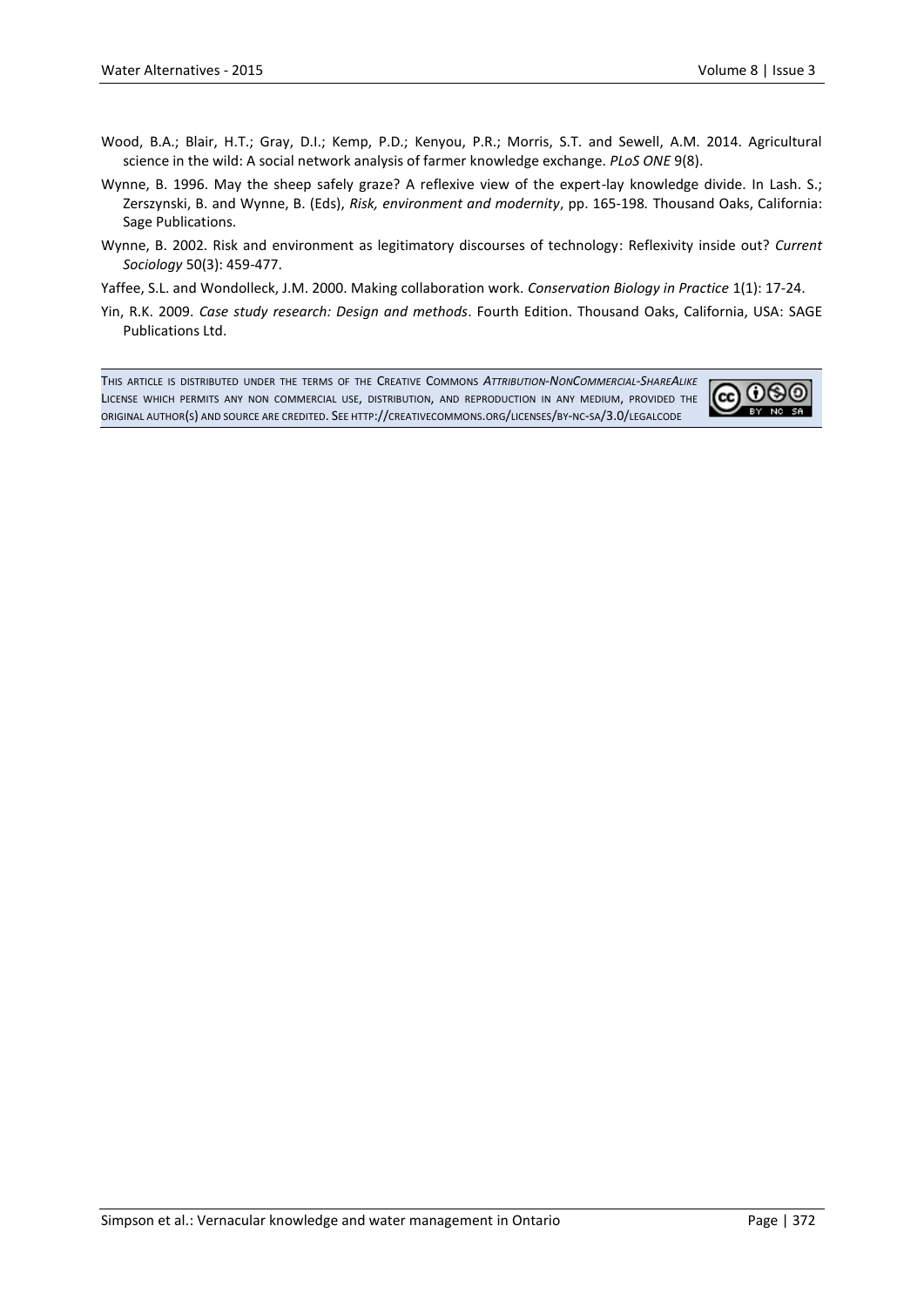Wood, B.A.; Blair, H.T.; Gray, D.I.; Kemp, P.D.; Kenyou, P.R.; Morris, S.T. and Sewell, A.M. 2014. Agricultural science in the wild: A social network analysis of farmer knowledge exchange. *PLoS ONE* 9(8).

Wynne, B. 1996. May the sheep safely graze? A reflexive view of the expert-lay knowledge divide. In Lash. S.; Zerszynski, B. and Wynne, B. (Eds), *Risk, environment and modernity*, pp. 165-198. Thousand Oaks, California: Sage Publications.

Wynne, B. 2002. Risk and environment as legitimatory discourses of technology: Reflexivity inside out? *Current Sociology* 50(3): 459-477.

Yaffee, S.L. and Wondolleck, J.M. 2000. Making collaboration work. *Conservation Biology in Practice* 1(1): 17-24.

Yin, R.K. 2009. *Case study research: Design and methods*. Fourth Edition. Thousand Oaks, California, USA: SAGE Publications Ltd.

THIS ARTICLE IS DISTRIBUTED UNDER THE TERMS OF THE CREATIVE COMMONS *ATTRIBUTION-NONCOMMERCIAL-SHAREALIKE* LICENSE WHICH PERMITS ANY NON COMMERCIAL USE, DISTRIBUTION, AND REPRODUCTION IN ANY MEDIUM, PROVIDED THE ORIGINAL AUTHOR(S) AND SOURCE ARE CREDITED. SEE HTTP://CREATIVECOMMONS.ORG/LICENSES/BY-NC-SA/3.0/LEGALCODE